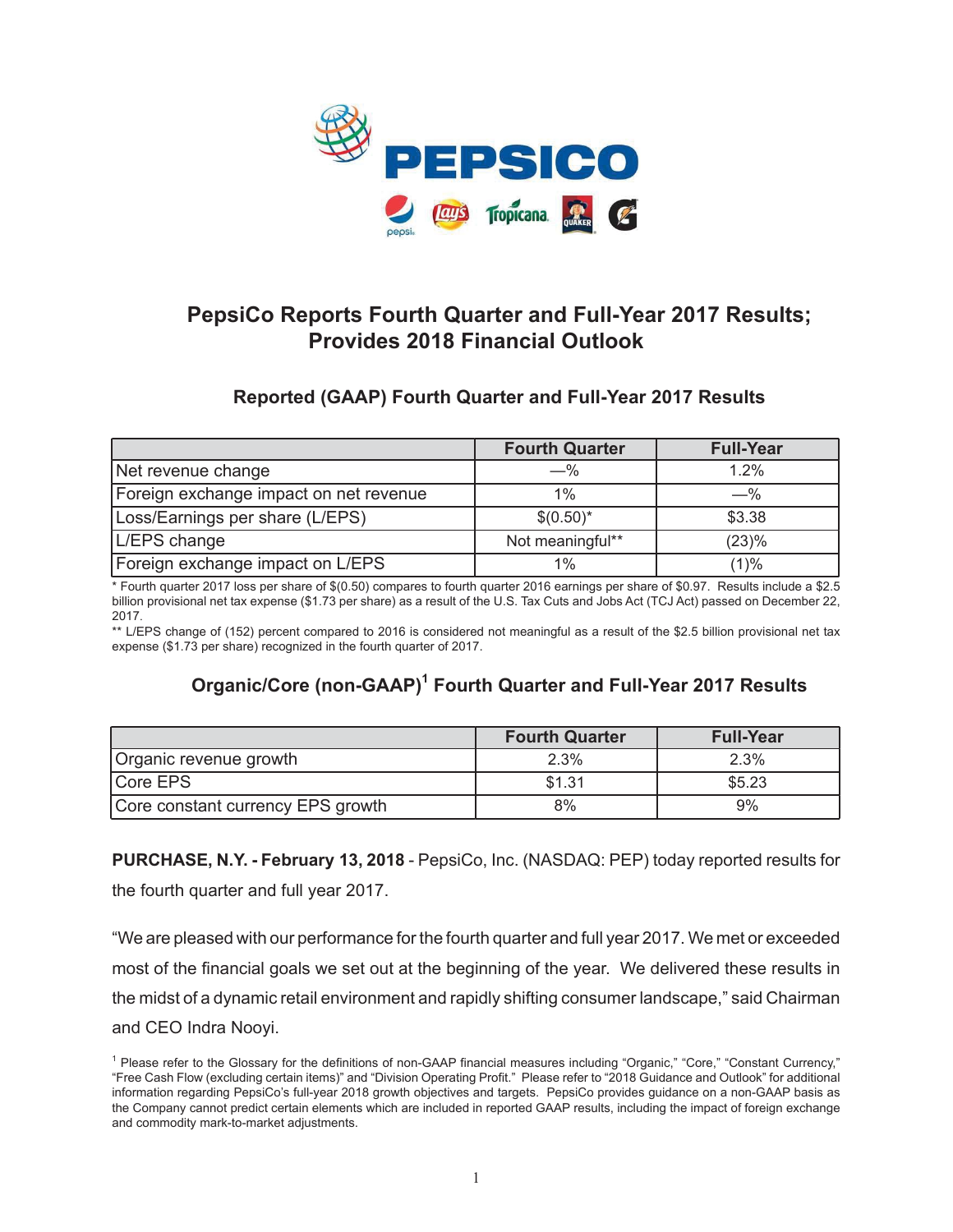# PepsiCo Reports Fourth Quarter and Full-Year 2017 Results; Provides 2018 Financial Outlook

## Reported (GAAP) Fourth Quarter and Full-Year 2017 Results

| | Fourth Quarter | Full-Year |
|---|---|---|
| Net revenue change | —% | 1.2% |
| Foreign exchange impact on net revenue | 1% | —% |
| Loss/Earnings per share (L/EPS) | $(0.50)* | $3.38 |
| L/EPS change | Not meaningful** | (23)% |
| Foreign exchange impact on L/EPS | 1% | (1)% |

* Fourth quarter 2017 loss per share of $(0.50) compares to fourth quarter 2016 earnings per share of $0.97. Results include a $2.5 billion provisional net tax expense ($1.73 per share) as a result of the U.S. Tax Cuts and Jobs Act (TCJ Act) passed on December 22, 2017.

** L/EPS change of (152) percent compared to 2016 is considered not meaningful as a result of the $2.5 billion provisional net tax expense ($1.73 per share) recognized in the fourth quarter of 2017.

## Organic/Core (non-GAAP)[1] Fourth Quarter and Full-Year 2017 Results

| | Fourth Quarter | Full-Year |
|---|---|---|
| Organic revenue growth | 2.3% | 2.3% |
| Core EPS | $1.31 | $5.23 |
| Core constant currency EPS growth | 8% | 9% |

**PURCHASE, N.Y. - February 13, 2018** - PepsiCo, Inc. (NASDAQ: PEP) today reported results for the fourth quarter and full year 2017.

"We are pleased with our performance for the fourth quarter and full year 2017. We met or exceeded most of the financial goals we set out at the beginning of the year. We delivered these results in the midst of a dynamic retail environment and rapidly shifting consumer landscape," said Chairman and CEO Indra Nooyi.

[1] Please refer to the Glossary for the definitions of non-GAAP financial measures including "Organic," "Core," "Constant Currency," "Free Cash Flow (excluding certain items)" and "Division Operating Profit." Please refer to "2018 Guidance and Outlook" for additional information regarding PepsiCo's full-year 2018 growth objectives and targets. PepsiCo provides guidance on a non-GAAP basis as the Company cannot predict certain elements which are included in reported GAAP results, including the impact of foreign exchange and commodity mark-to-market adjustments.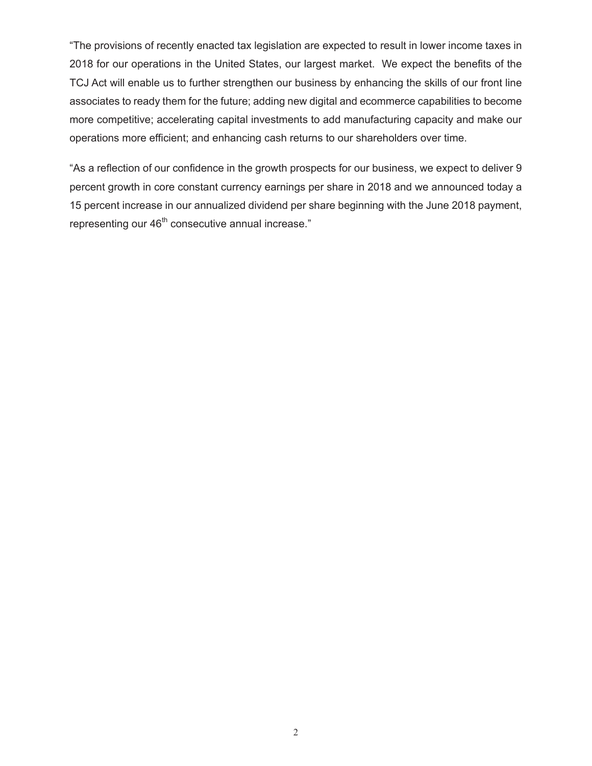"The provisions of recently enacted tax legislation are expected to result in lower income taxes in 2018 for our operations in the United States, our largest market. We expect the benefits of the TCJ Act will enable us to further strengthen our business by enhancing the skills of our front line associates to ready them for the future; adding new digital and ecommerce capabilities to become more competitive; accelerating capital investments to add manufacturing capacity and make our operations more efficient; and enhancing cash returns to our shareholders over time.

"As a reflection of our confidence in the growth prospects for our business, we expect to deliver 9 percent growth in core constant currency earnings per share in 2018 and we announced today a 15 percent increase in our annualized dividend per share beginning with the June 2018 payment, representing our 46th consecutive annual increase."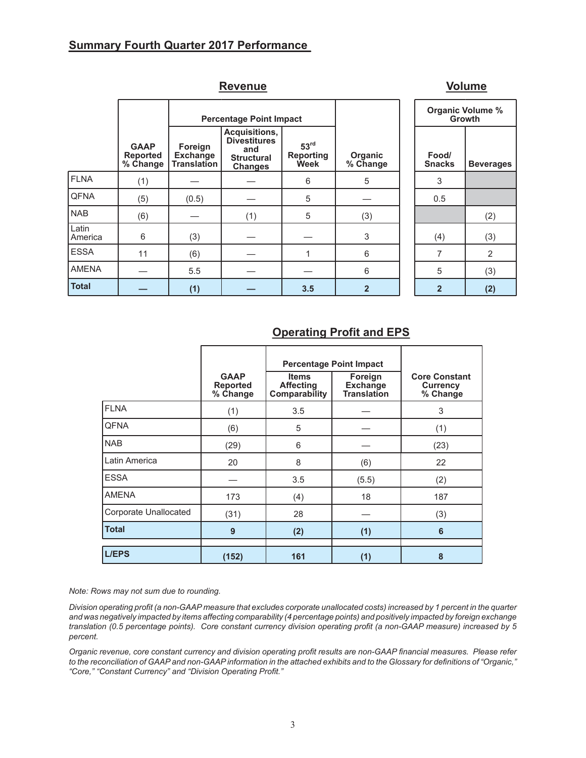## Summary Fourth Quarter 2017 Performance

### Revenue / Volume

| | Revenue | | | | | Volume | |
|---|---|---|---|---|---|---|---|
| | | Percentage Point Impact | | | | Organic Volume % Growth | |
| | GAAP Reported % Change | Foreign Exchange Translation | Acquisitions, Divestitures and Structural Changes | 53rd Reporting Week | Organic % Change | Food/ Snacks | Beverages |
| FLNA | (1) | — | — | 6 | 5 | 3 | |
| QFNA | (5) | (0.5) | — | 5 | — | 0.5 | |
| NAB | (6) | — | (1) | 5 | (3) | | (2) |
| Latin America | 6 | (3) | — | — | 3 | (4) | (3) |
| ESSA | 11 | (6) | — | 1 | 6 | 7 | 2 |
| AMENA | — | 5.5 | — | — | 6 | 5 | (3) |
| **Total** | **—** | **(1)** | **—** | **3.5** | **2** | **2** | **(2)** |

### Operating Profit and EPS

| | | Percentage Point Impact | | |
|---|---|---|---|---|
| | GAAP Reported % Change | Items Affecting Comparability | Foreign Exchange Translation | Core Constant Currency % Change |
| FLNA | (1) | 3.5 | — | 3 |
| QFNA | (6) | 5 | — | (1) |
| NAB | (29) | 6 | — | (23) |
| Latin America | 20 | 8 | (6) | 22 |
| ESSA | — | 3.5 | (5.5) | (2) |
| AMENA | 173 | (4) | 18 | 187 |
| Corporate Unallocated | (31) | 28 | — | (3) |
| **Total** | **9** | **(2)** | **(1)** | **6** |
| **L/EPS** | **(152)** | **161** | **(1)** | **8** |

*Note: Rows may not sum due to rounding.*

*Division operating profit (a non-GAAP measure that excludes corporate unallocated costs) increased by 1 percent in the quarter and was negatively impacted by items affecting comparability (4 percentage points) and positively impacted by foreign exchange translation (0.5 percentage points). Core constant currency division operating profit (a non-GAAP measure) increased by 5 percent.*

*Organic revenue, core constant currency and division operating profit results are non-GAAP financial measures. Please refer to the reconciliation of GAAP and non-GAAP information in the attached exhibits and to the Glossary for definitions of "Organic," "Core," "Constant Currency" and "Division Operating Profit."*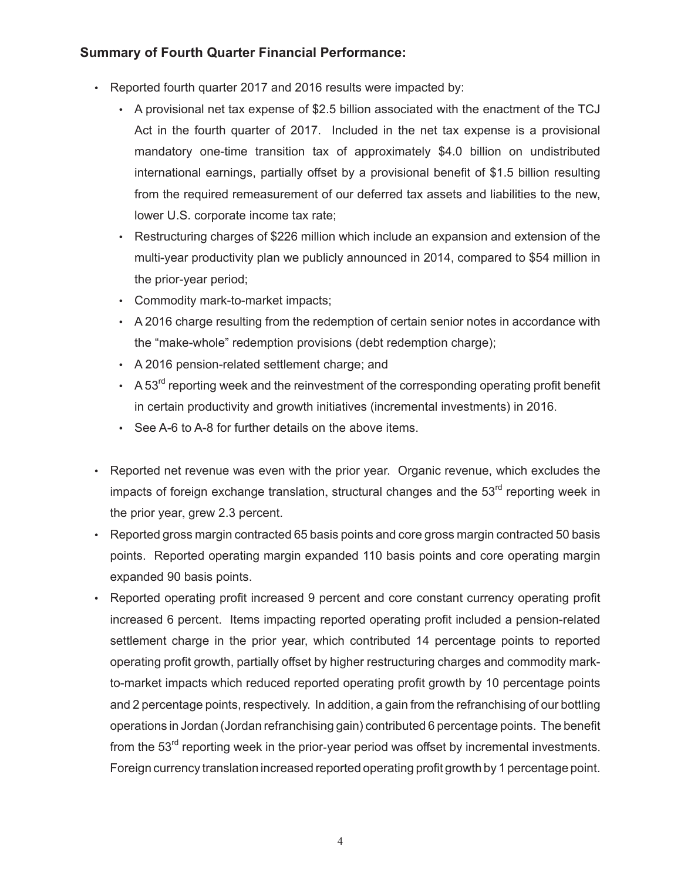### Summary of Fourth Quarter Financial Performance:

- Reported fourth quarter 2017 and 2016 results were impacted by:
  - A provisional net tax expense of \$2.5 billion associated with the enactment of the TCJ Act in the fourth quarter of 2017. Included in the net tax expense is a provisional mandatory one-time transition tax of approximately \$4.0 billion on undistributed international earnings, partially offset by a provisional benefit of \$1.5 billion resulting from the required remeasurement of our deferred tax assets and liabilities to the new, lower U.S. corporate income tax rate;
  - Restructuring charges of \$226 million which include an expansion and extension of the multi-year productivity plan we publicly announced in 2014, compared to \$54 million in the prior-year period;
  - Commodity mark-to-market impacts;
  - A 2016 charge resulting from the redemption of certain senior notes in accordance with the "make-whole" redemption provisions (debt redemption charge);
  - A 2016 pension-related settlement charge; and
  - A 53rd reporting week and the reinvestment of the corresponding operating profit benefit in certain productivity and growth initiatives (incremental investments) in 2016.
  - See A-6 to A-8 for further details on the above items.

- Reported net revenue was even with the prior year. Organic revenue, which excludes the impacts of foreign exchange translation, structural changes and the 53rd reporting week in the prior year, grew 2.3 percent.
- Reported gross margin contracted 65 basis points and core gross margin contracted 50 basis points. Reported operating margin expanded 110 basis points and core operating margin expanded 90 basis points.
- Reported operating profit increased 9 percent and core constant currency operating profit increased 6 percent. Items impacting reported operating profit included a pension-related settlement charge in the prior year, which contributed 14 percentage points to reported operating profit growth, partially offset by higher restructuring charges and commodity mark-to-market impacts which reduced reported operating profit growth by 10 percentage points and 2 percentage points, respectively. In addition, a gain from the refranchising of our bottling operations in Jordan (Jordan refranchising gain) contributed 6 percentage points. The benefit from the 53rd reporting week in the prior-year period was offset by incremental investments. Foreign currency translation increased reported operating profit growth by 1 percentage point.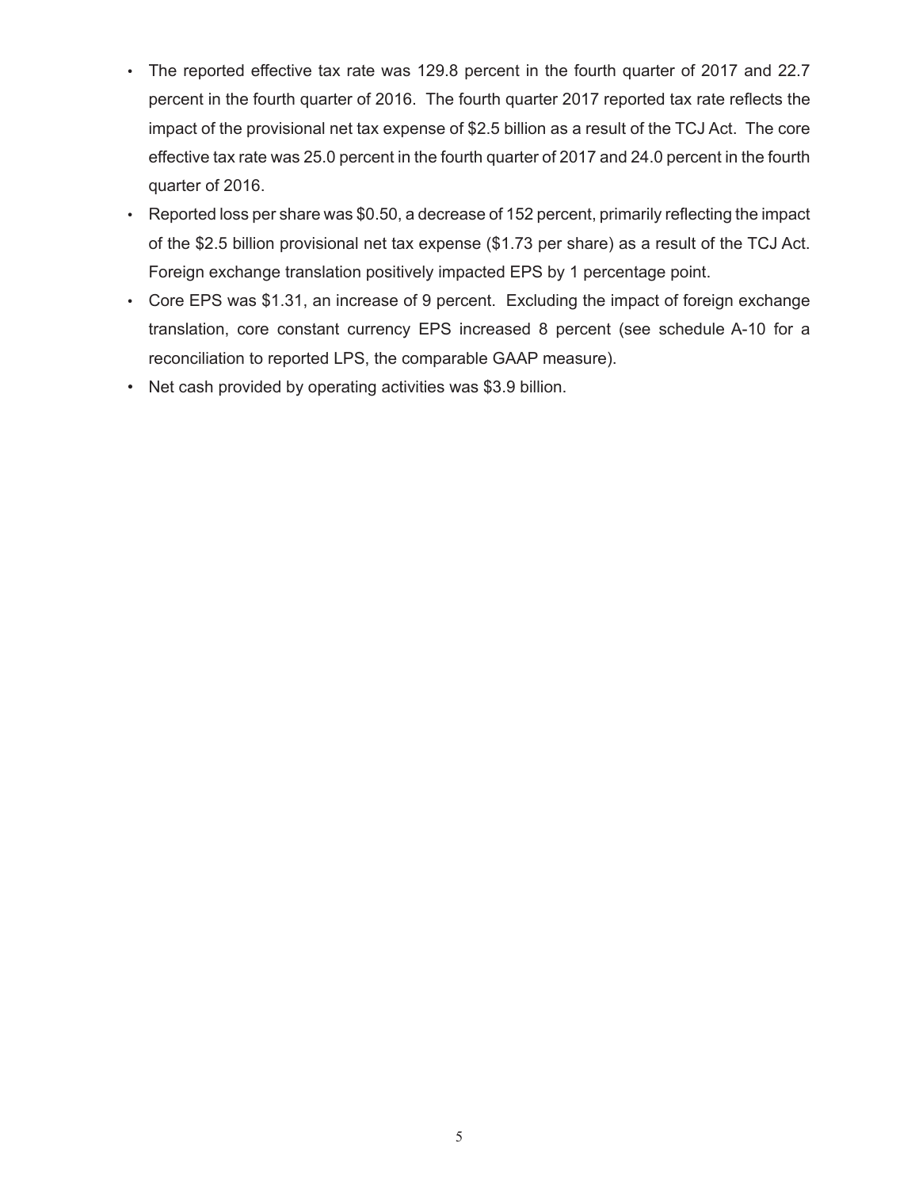- The reported effective tax rate was 129.8 percent in the fourth quarter of 2017 and 22.7 percent in the fourth quarter of 2016. The fourth quarter 2017 reported tax rate reflects the impact of the provisional net tax expense of $2.5 billion as a result of the TCJ Act. The core effective tax rate was 25.0 percent in the fourth quarter of 2017 and 24.0 percent in the fourth quarter of 2016.
- Reported loss per share was $0.50, a decrease of 152 percent, primarily reflecting the impact of the $2.5 billion provisional net tax expense ($1.73 per share) as a result of the TCJ Act. Foreign exchange translation positively impacted EPS by 1 percentage point.
- Core EPS was $1.31, an increase of 9 percent. Excluding the impact of foreign exchange translation, core constant currency EPS increased 8 percent (see schedule A-10 for a reconciliation to reported LPS, the comparable GAAP measure).
- Net cash provided by operating activities was $3.9 billion.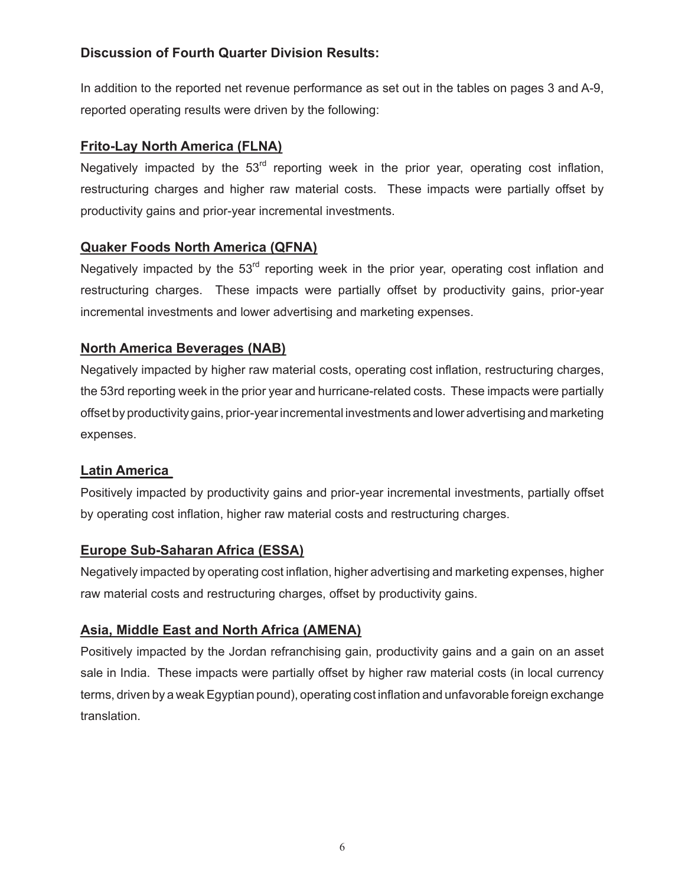**Discussion of Fourth Quarter Division Results:**

In addition to the reported net revenue performance as set out in the tables on pages 3 and A-9, reported operating results were driven by the following:

**Frito-Lay North America (FLNA)**

Negatively impacted by the 53rd reporting week in the prior year, operating cost inflation, restructuring charges and higher raw material costs. These impacts were partially offset by productivity gains and prior-year incremental investments.

**Quaker Foods North America (QFNA)**

Negatively impacted by the 53rd reporting week in the prior year, operating cost inflation and restructuring charges. These impacts were partially offset by productivity gains, prior-year incremental investments and lower advertising and marketing expenses.

**North America Beverages (NAB)**

Negatively impacted by higher raw material costs, operating cost inflation, restructuring charges, the 53rd reporting week in the prior year and hurricane-related costs. These impacts were partially offset by productivity gains, prior-year incremental investments and lower advertising and marketing expenses.

**Latin America**

Positively impacted by productivity gains and prior-year incremental investments, partially offset by operating cost inflation, higher raw material costs and restructuring charges.

**Europe Sub-Saharan Africa (ESSA)**

Negatively impacted by operating cost inflation, higher advertising and marketing expenses, higher raw material costs and restructuring charges, offset by productivity gains.

**Asia, Middle East and North Africa (AMENA)**

Positively impacted by the Jordan refranchising gain, productivity gains and a gain on an asset sale in India. These impacts were partially offset by higher raw material costs (in local currency terms, driven by a weak Egyptian pound), operating cost inflation and unfavorable foreign exchange translation.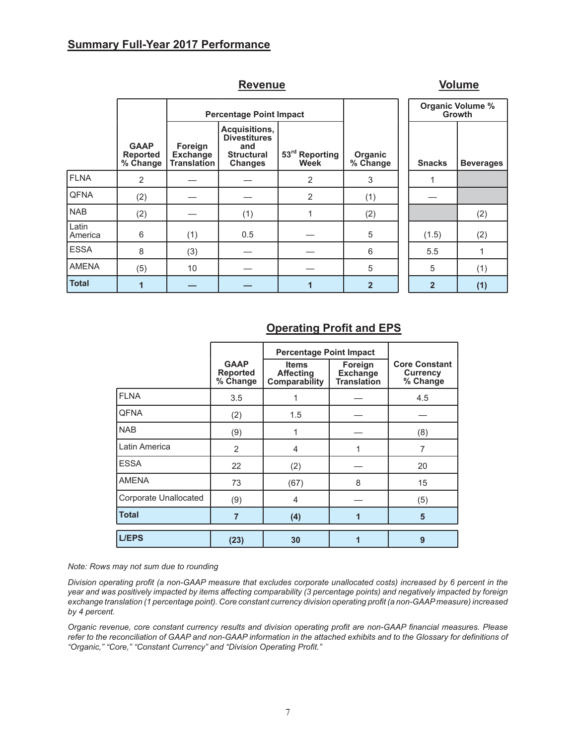## Summary Full-Year 2017 Performance

| | **Revenue** | | | | | **Volume** | |
|---|---|---|---|---|---|---|---|
| | | **Percentage Point Impact** | | | | **Organic Volume % Growth** | |
| | **GAAP Reported % Change** | **Foreign Exchange Translation** | **Acquisitions, Divestitures and Structural Changes** | **53rd Reporting Week** | **Organic % Change** | **Snacks** | **Beverages** |
| FLNA | 2 | — | — | 2 | 3 | 1 | |
| QFNA | (2) | — | — | 2 | (1) | — | |
| NAB | (2) | — | (1) | 1 | (2) | | (2) |
| Latin America | 6 | (1) | 0.5 | — | 5 | (1.5) | (2) |
| ESSA | 8 | (3) | — | — | 6 | 5.5 | 1 |
| AMENA | (5) | 10 | — | — | 5 | 5 | (1) |
| **Total** | **1** | **—** | **—** | **1** | **2** | **2** | **(1)** |

### Operating Profit and EPS

| | | **Percentage Point Impact** | | |
|---|---|---|---|---|
| | **GAAP Reported % Change** | **Items Affecting Comparability** | **Foreign Exchange Translation** | **Core Constant Currency % Change** |
| FLNA | 3.5 | 1 | — | 4.5 |
| QFNA | (2) | 1.5 | — | — |
| NAB | (9) | 1 | — | (8) |
| Latin America | 2 | 4 | 1 | 7 |
| ESSA | 22 | (2) | — | 20 |
| AMENA | 73 | (67) | 8 | 15 |
| Corporate Unallocated | (9) | 4 | — | (5) |
| **Total** | **7** | **(4)** | **1** | **5** |
| | | | | |
| **L/EPS** | **(23)** | **30** | **1** | **9** |

*Note: Rows may not sum due to rounding*

*Division operating profit (a non-GAAP measure that excludes corporate unallocated costs) increased by 6 percent in the year and was positively impacted by items affecting comparability (3 percentage points) and negatively impacted by foreign exchange translation (1 percentage point). Core constant currency division operating profit (a non-GAAP measure) increased by 4 percent.*

*Organic revenue, core constant currency results and division operating profit are non-GAAP financial measures. Please refer to the reconciliation of GAAP and non-GAAP information in the attached exhibits and to the Glossary for definitions of "Organic," "Core," "Constant Currency" and "Division Operating Profit."*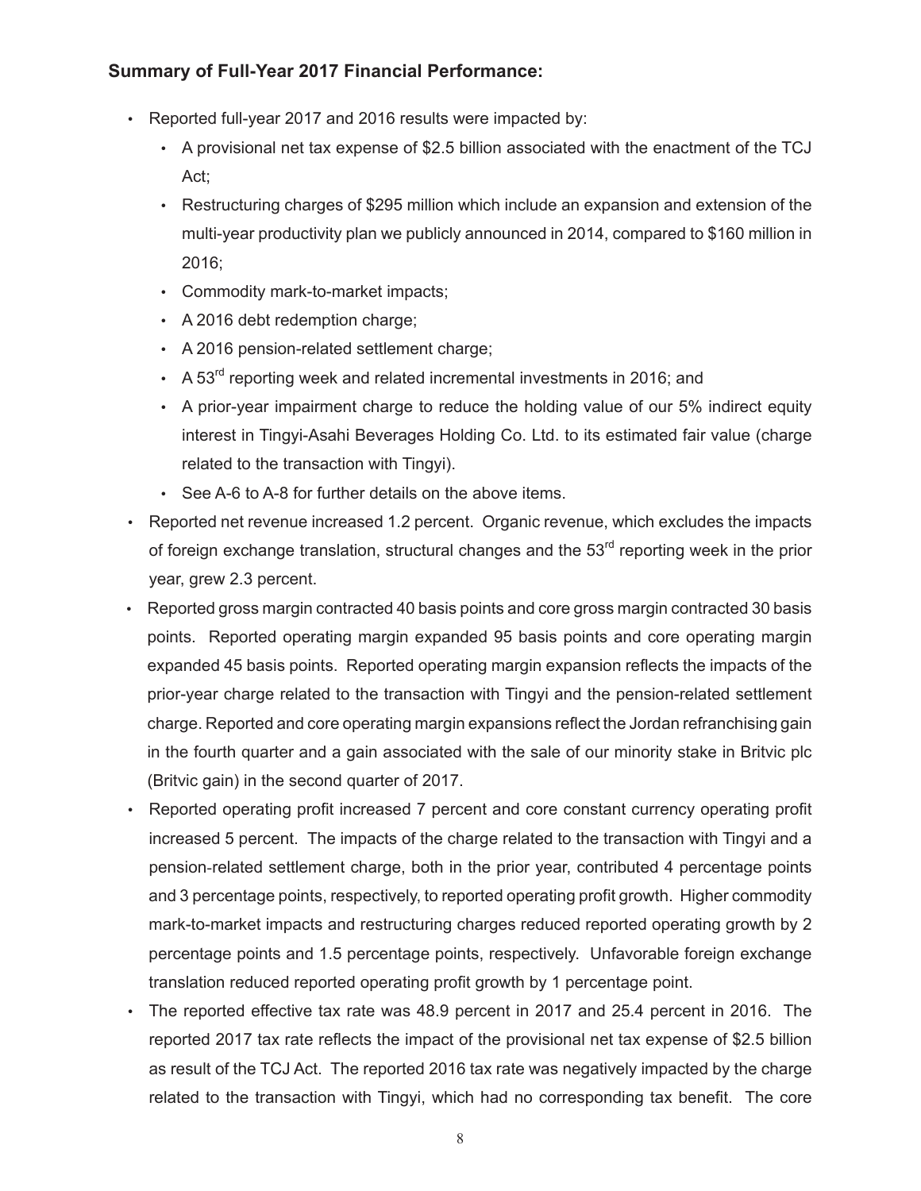**Summary of Full-Year 2017 Financial Performance:**

- Reported full-year 2017 and 2016 results were impacted by:
  - A provisional net tax expense of $2.5 billion associated with the enactment of the TCJ Act;
  - Restructuring charges of $295 million which include an expansion and extension of the multi-year productivity plan we publicly announced in 2014, compared to $160 million in 2016;
  - Commodity mark-to-market impacts;
  - A 2016 debt redemption charge;
  - A 2016 pension-related settlement charge;
  - A 53rd reporting week and related incremental investments in 2016; and
  - A prior-year impairment charge to reduce the holding value of our 5% indirect equity interest in Tingyi-Asahi Beverages Holding Co. Ltd. to its estimated fair value (charge related to the transaction with Tingyi).
  - See A-6 to A-8 for further details on the above items.
- Reported net revenue increased 1.2 percent. Organic revenue, which excludes the impacts of foreign exchange translation, structural changes and the 53rd reporting week in the prior year, grew 2.3 percent.
- Reported gross margin contracted 40 basis points and core gross margin contracted 30 basis points. Reported operating margin expanded 95 basis points and core operating margin expanded 45 basis points. Reported operating margin expansion reflects the impacts of the prior-year charge related to the transaction with Tingyi and the pension-related settlement charge. Reported and core operating margin expansions reflect the Jordan refranchising gain in the fourth quarter and a gain associated with the sale of our minority stake in Britvic plc (Britvic gain) in the second quarter of 2017.
- Reported operating profit increased 7 percent and core constant currency operating profit increased 5 percent. The impacts of the charge related to the transaction with Tingyi and a pension-related settlement charge, both in the prior year, contributed 4 percentage points and 3 percentage points, respectively, to reported operating profit growth. Higher commodity mark-to-market impacts and restructuring charges reduced reported operating growth by 2 percentage points and 1.5 percentage points, respectively. Unfavorable foreign exchange translation reduced reported operating profit growth by 1 percentage point.
- The reported effective tax rate was 48.9 percent in 2017 and 25.4 percent in 2016. The reported 2017 tax rate reflects the impact of the provisional net tax expense of $2.5 billion as result of the TCJ Act. The reported 2016 tax rate was negatively impacted by the charge related to the transaction with Tingyi, which had no corresponding tax benefit. The core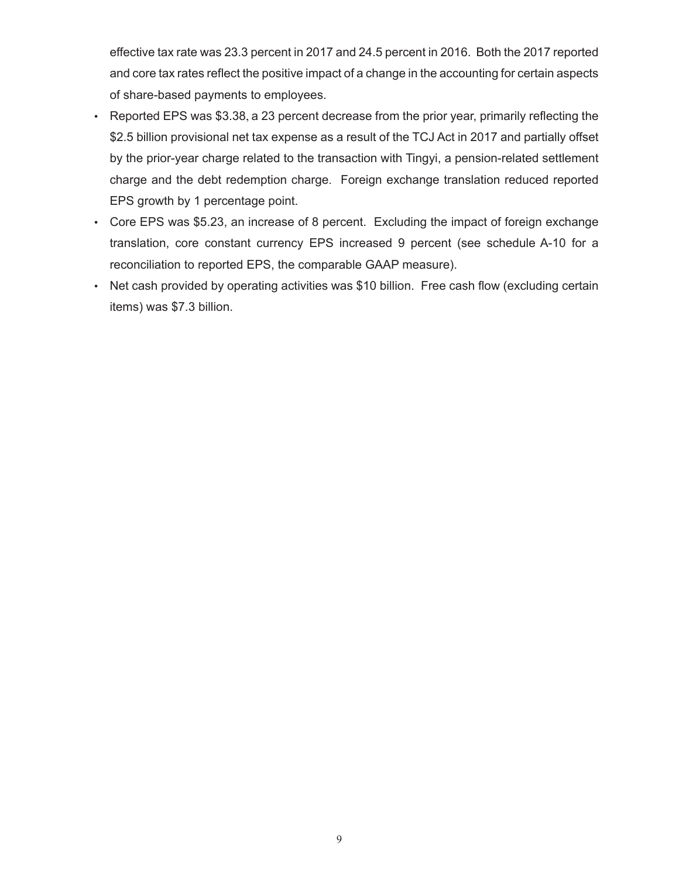effective tax rate was 23.3 percent in 2017 and 24.5 percent in 2016. Both the 2017 reported and core tax rates reflect the positive impact of a change in the accounting for certain aspects of share-based payments to employees.

- Reported EPS was $3.38, a 23 percent decrease from the prior year, primarily reflecting the $2.5 billion provisional net tax expense as a result of the TCJ Act in 2017 and partially offset by the prior-year charge related to the transaction with Tingyi, a pension-related settlement charge and the debt redemption charge. Foreign exchange translation reduced reported EPS growth by 1 percentage point.
- Core EPS was $5.23, an increase of 8 percent. Excluding the impact of foreign exchange translation, core constant currency EPS increased 9 percent (see schedule A-10 for a reconciliation to reported EPS, the comparable GAAP measure).
- Net cash provided by operating activities was $10 billion. Free cash flow (excluding certain items) was $7.3 billion.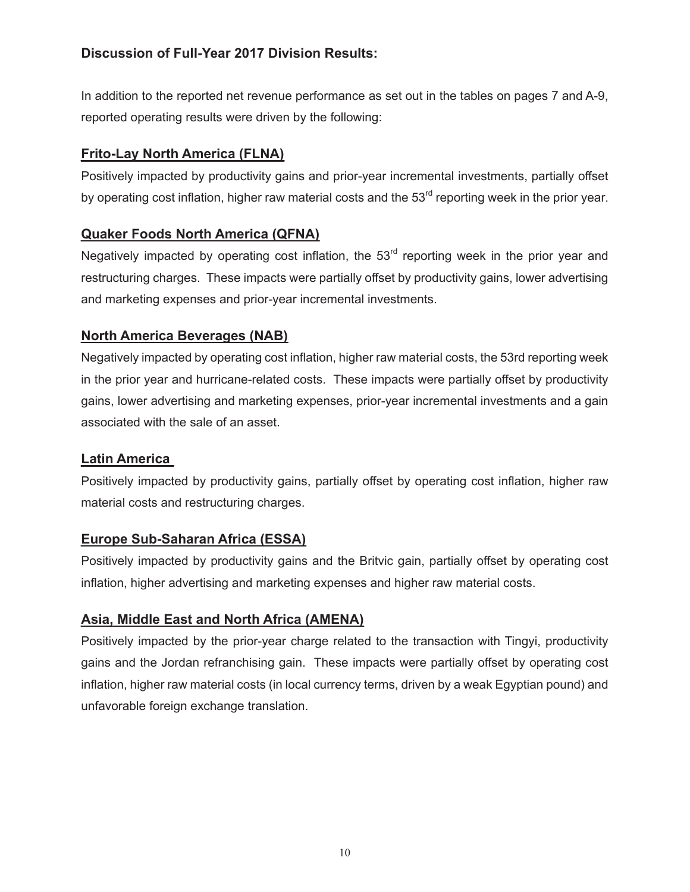## Discussion of Full-Year 2017 Division Results:

In addition to the reported net revenue performance as set out in the tables on pages 7 and A-9, reported operating results were driven by the following:

### Frito-Lay North America (FLNA)

Positively impacted by productivity gains and prior-year incremental investments, partially offset by operating cost inflation, higher raw material costs and the 53rd reporting week in the prior year.

### Quaker Foods North America (QFNA)

Negatively impacted by operating cost inflation, the 53rd reporting week in the prior year and restructuring charges. These impacts were partially offset by productivity gains, lower advertising and marketing expenses and prior-year incremental investments.

### North America Beverages (NAB)

Negatively impacted by operating cost inflation, higher raw material costs, the 53rd reporting week in the prior year and hurricane-related costs. These impacts were partially offset by productivity gains, lower advertising and marketing expenses, prior-year incremental investments and a gain associated with the sale of an asset.

### Latin America

Positively impacted by productivity gains, partially offset by operating cost inflation, higher raw material costs and restructuring charges.

### Europe Sub-Saharan Africa (ESSA)

Positively impacted by productivity gains and the Britvic gain, partially offset by operating cost inflation, higher advertising and marketing expenses and higher raw material costs.

### Asia, Middle East and North Africa (AMENA)

Positively impacted by the prior-year charge related to the transaction with Tingyi, productivity gains and the Jordan refranchising gain. These impacts were partially offset by operating cost inflation, higher raw material costs (in local currency terms, driven by a weak Egyptian pound) and unfavorable foreign exchange translation.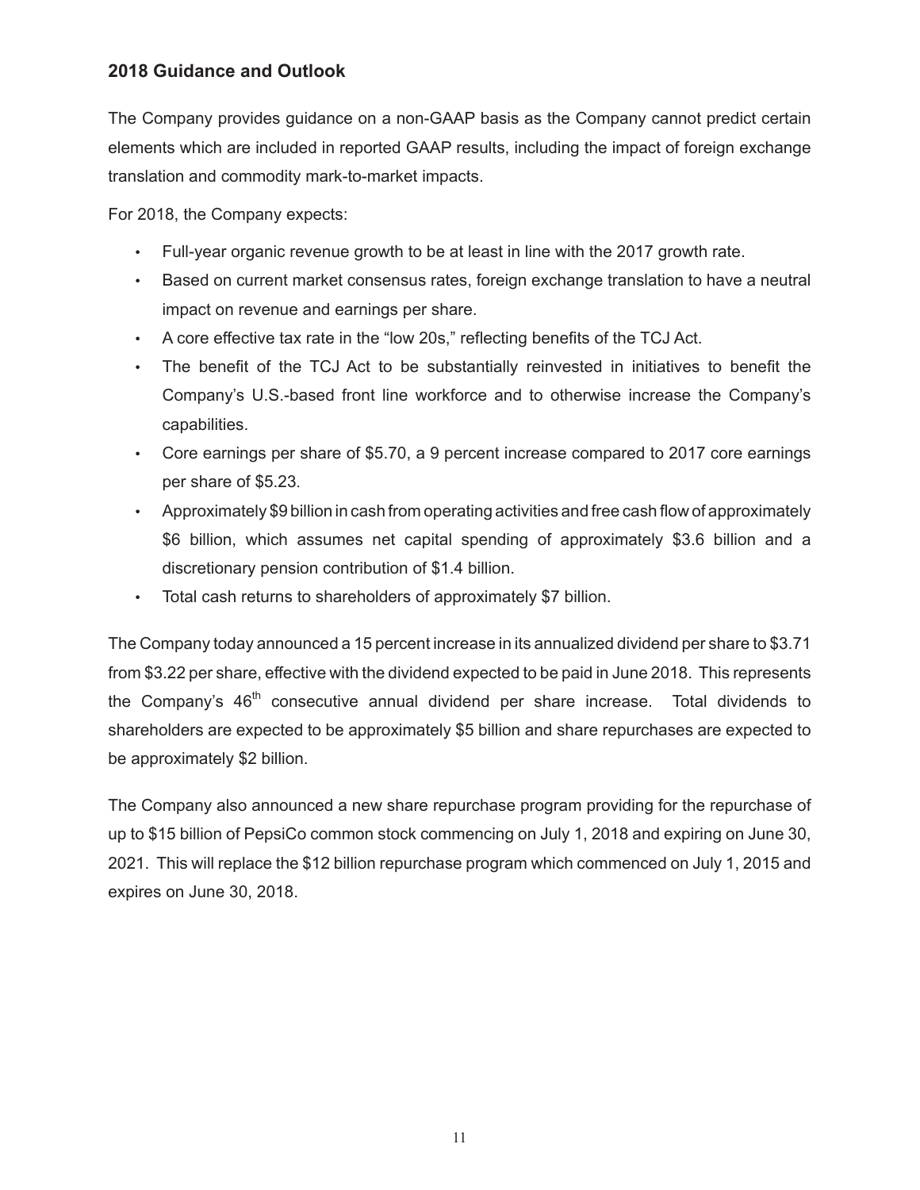## 2018 Guidance and Outlook

The Company provides guidance on a non-GAAP basis as the Company cannot predict certain elements which are included in reported GAAP results, including the impact of foreign exchange translation and commodity mark-to-market impacts.

For 2018, the Company expects:

- Full-year organic revenue growth to be at least in line with the 2017 growth rate.
- Based on current market consensus rates, foreign exchange translation to have a neutral impact on revenue and earnings per share.
- A core effective tax rate in the "low 20s," reflecting benefits of the TCJ Act.
- The benefit of the TCJ Act to be substantially reinvested in initiatives to benefit the Company's U.S.-based front line workforce and to otherwise increase the Company's capabilities.
- Core earnings per share of $5.70, a 9 percent increase compared to 2017 core earnings per share of $5.23.
- Approximately $9 billion in cash from operating activities and free cash flow of approximately $6 billion, which assumes net capital spending of approximately $3.6 billion and a discretionary pension contribution of $1.4 billion.
- Total cash returns to shareholders of approximately $7 billion.

The Company today announced a 15 percent increase in its annualized dividend per share to $3.71 from $3.22 per share, effective with the dividend expected to be paid in June 2018. This represents the Company's 46th consecutive annual dividend per share increase. Total dividends to shareholders are expected to be approximately $5 billion and share repurchases are expected to be approximately $2 billion.

The Company also announced a new share repurchase program providing for the repurchase of up to $15 billion of PepsiCo common stock commencing on July 1, 2018 and expiring on June 30, 2021. This will replace the $12 billion repurchase program which commenced on July 1, 2015 and expires on June 30, 2018.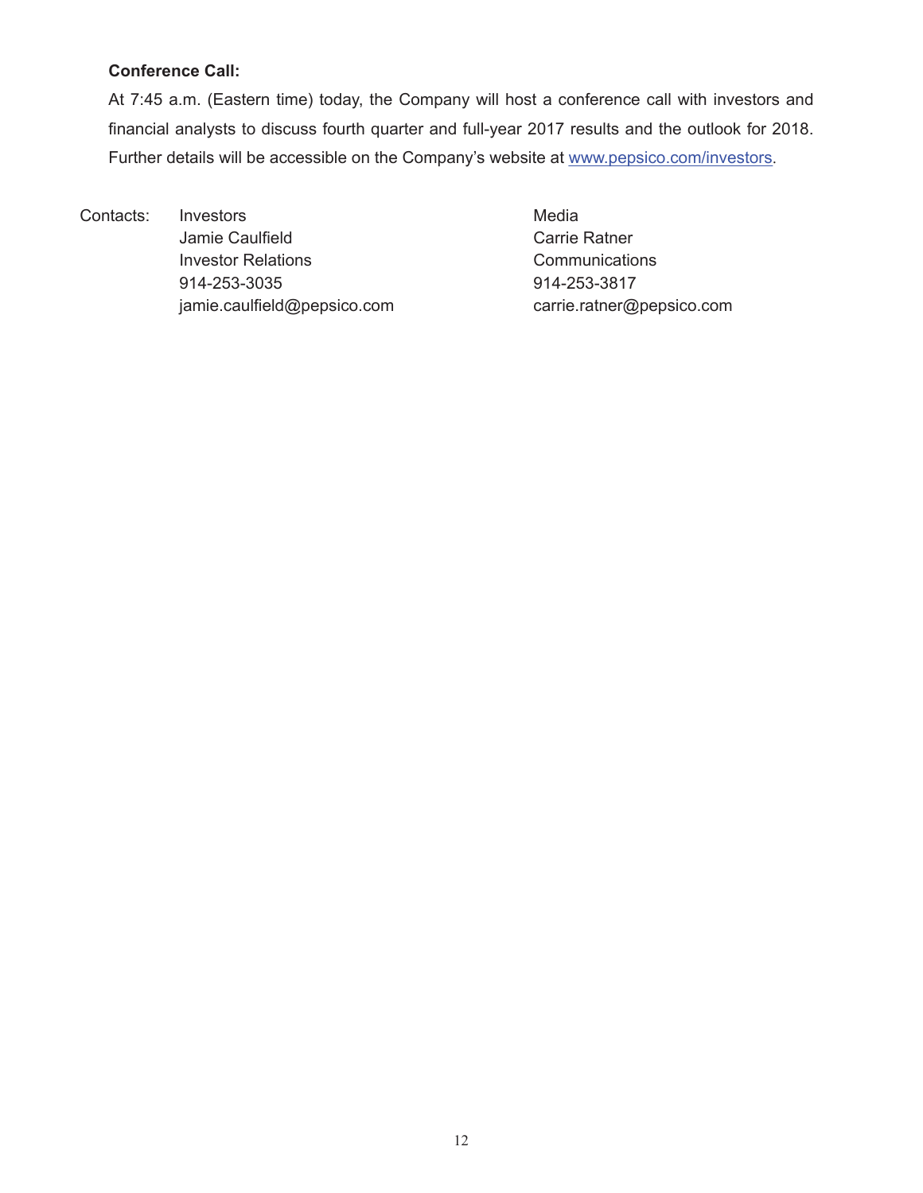**Conference Call:**

At 7:45 a.m. (Eastern time) today, the Company will host a conference call with investors and financial analysts to discuss fourth quarter and full-year 2017 results and the outlook for 2018. Further details will be accessible on the Company's website at www.pepsico.com/investors.

| Contacts: | Investors | Media |
|---|---|---|
| | Jamie Caulfield | Carrie Ratner |
| | Investor Relations | Communications |
| | 914-253-3035 | 914-253-3817 |
| | jamie.caulfield@pepsico.com | carrie.ratner@pepsico.com |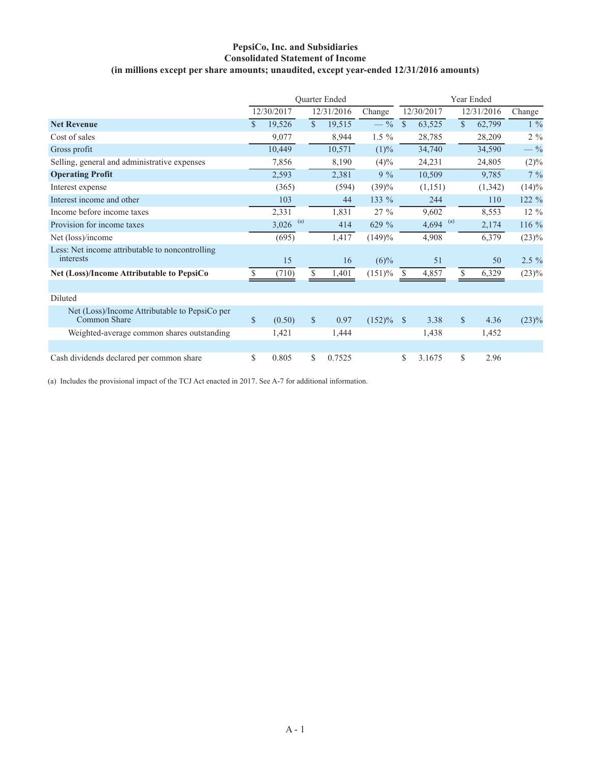**PepsiCo, Inc. and Subsidiaries**
**Consolidated Statement of Income**
**(in millions except per share amounts; unaudited, except year-ended 12/31/2016 amounts)**

| | Quarter Ended | | | Year Ended | | |
|---|---|---|---|---|---|---|
| | 12/30/2017 | 12/31/2016 | Change | 12/30/2017 | 12/31/2016 | Change |
| **Net Revenue** | $ 19,526 | $ 19,515 | — % | $ 63,525 | $ 62,799 | 1 % |
| Cost of sales | 9,077 | 8,944 | 1.5 % | 28,785 | 28,209 | 2 % |
| Gross profit | 10,449 | 10,571 | (1)% | 34,740 | 34,590 | — % |
| Selling, general and administrative expenses | 7,856 | 8,190 | (4)% | 24,231 | 24,805 | (2)% |
| **Operating Profit** | 2,593 | 2,381 | 9 % | 10,509 | 9,785 | 7 % |
| Interest expense | (365) | (594) | (39)% | (1,151) | (1,342) | (14)% |
| Interest income and other | 103 | 44 | 133 % | 244 | 110 | 122 % |
| Income before income taxes | 2,331 | 1,831 | 27 % | 9,602 | 8,553 | 12 % |
| Provision for income taxes | 3,026 [(a)] | 414 | 629 % | 4,694 [(a)] | 2,174 | 116 % |
| Net (loss)/income | (695) | 1,417 | (149)% | 4,908 | 6,379 | (23)% |
| Less: Net income attributable to noncontrolling interests | 15 | 16 | (6)% | 51 | 50 | 2.5 % |
| **Net (Loss)/Income Attributable to PepsiCo** | $ (710) | $ 1,401 | (151)% | $ 4,857 | $ 6,329 | (23)% |
| | | | | | | |
| Diluted | | | | | | |
| Net (Loss)/Income Attributable to PepsiCo per Common Share | $ (0.50) | $ 0.97 | (152)% | $ 3.38 | $ 4.36 | (23)% |
| Weighted-average common shares outstanding | 1,421 | 1,444 | | 1,438 | 1,452 | |
| | | | | | | |
| Cash dividends declared per common share | $ 0.805 | $ 0.7525 | | $ 3.1675 | $ 2.96 | |

(a) Includes the provisional impact of the TCJ Act enacted in 2017. See A-7 for additional information.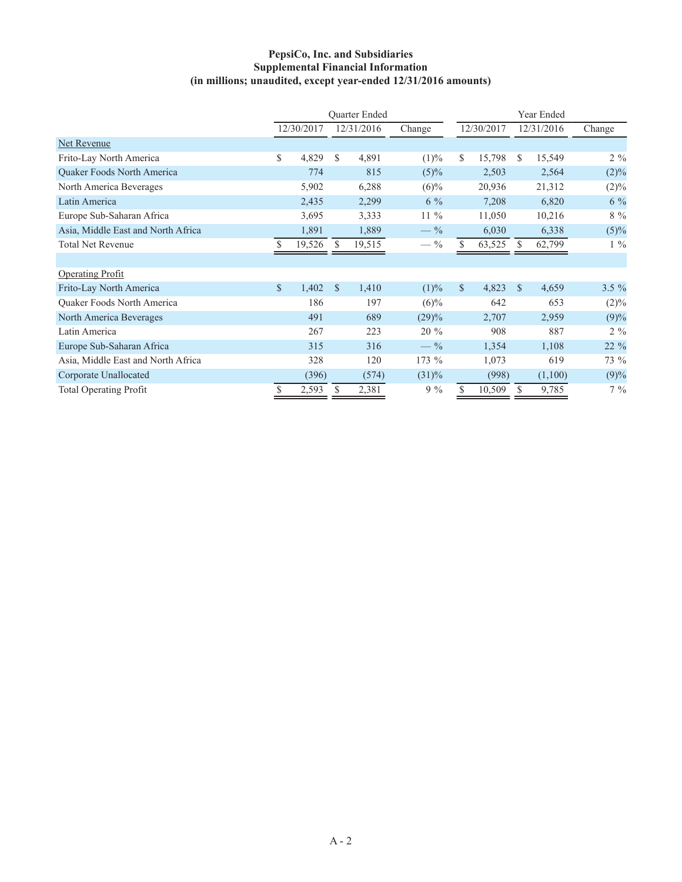**PepsiCo, Inc. and Subsidiaries**
**Supplemental Financial Information**
**(in millions; unaudited, except year-ended 12/31/2016 amounts)**

| | Quarter Ended | | | Year Ended | | |
|---|---|---|---|---|---|---|
| | 12/30/2017 | 12/31/2016 | Change | 12/30/2017 | 12/31/2016 | Change |
| Net Revenue | | | | | | |
| Frito-Lay North America | $ 4,829 | $ 4,891 | (1)% | $ 15,798 | $ 15,549 | 2 % |
| Quaker Foods North America | 774 | 815 | (5)% | 2,503 | 2,564 | (2)% |
| North America Beverages | 5,902 | 6,288 | (6)% | 20,936 | 21,312 | (2)% |
| Latin America | 2,435 | 2,299 | 6 % | 7,208 | 6,820 | 6 % |
| Europe Sub-Saharan Africa | 3,695 | 3,333 | 11 % | 11,050 | 10,216 | 8 % |
| Asia, Middle East and North Africa | 1,891 | 1,889 | — % | 6,030 | 6,338 | (5)% |
| Total Net Revenue | $ 19,526 | $ 19,515 | — % | $ 63,525 | $ 62,799 | 1 % |
| | | | | | | |
| Operating Profit | | | | | | |
| Frito-Lay North America | $ 1,402 | $ 1,410 | (1)% | $ 4,823 | $ 4,659 | 3.5 % |
| Quaker Foods North America | 186 | 197 | (6)% | 642 | 653 | (2)% |
| North America Beverages | 491 | 689 | (29)% | 2,707 | 2,959 | (9)% |
| Latin America | 267 | 223 | 20 % | 908 | 887 | 2 % |
| Europe Sub-Saharan Africa | 315 | 316 | — % | 1,354 | 1,108 | 22 % |
| Asia, Middle East and North Africa | 328 | 120 | 173 % | 1,073 | 619 | 73 % |
| Corporate Unallocated | (396) | (574) | (31)% | (998) | (1,100) | (9)% |
| Total Operating Profit | $ 2,593 | $ 2,381 | 9 % | $ 10,509 | $ 9,785 | 7 % |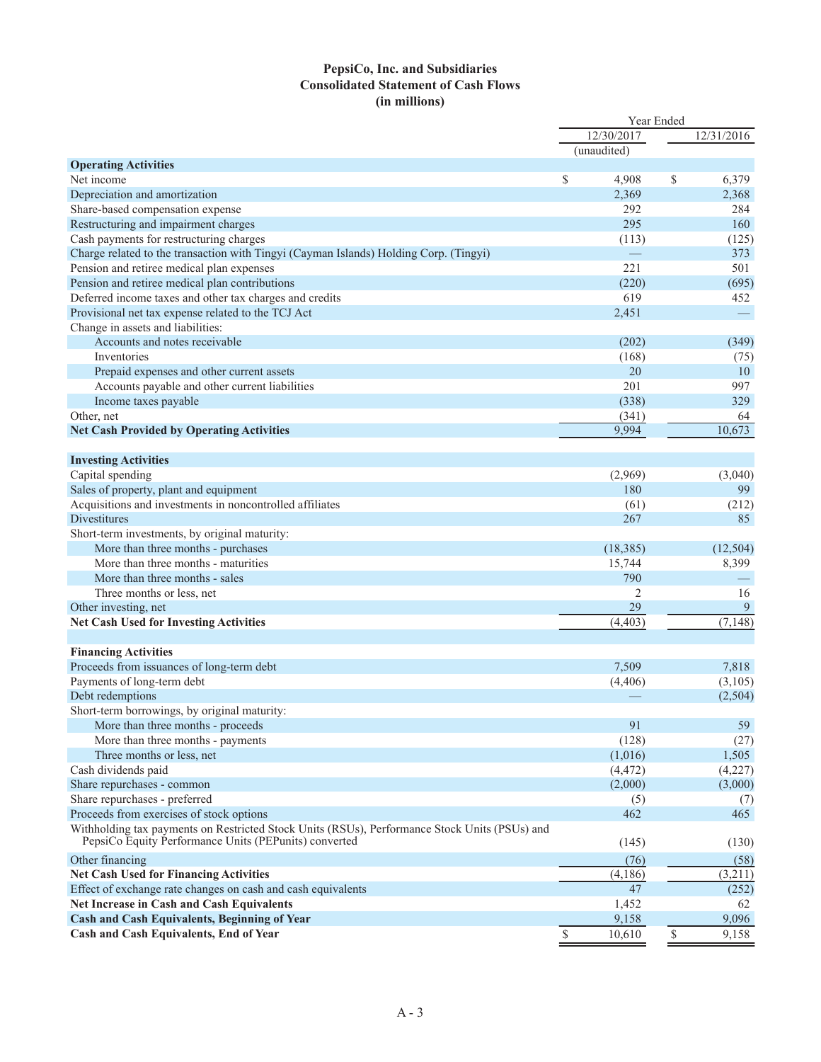# PepsiCo, Inc. and Subsidiaries
## Consolidated Statement of Cash Flows
### (in millions)

| | Year Ended | |
|---|---|---|
| | 12/30/2017 (unaudited) | 12/31/2016 |
| **Operating Activities** | | |
| Net income | $ 4,908 | $ 6,379 |
| Depreciation and amortization | 2,369 | 2,368 |
| Share-based compensation expense | 292 | 284 |
| Restructuring and impairment charges | 295 | 160 |
| Cash payments for restructuring charges | (113) | (125) |
| Charge related to the transaction with Tingyi (Cayman Islands) Holding Corp. (Tingyi) | — | 373 |
| Pension and retiree medical plan expenses | 221 | 501 |
| Pension and retiree medical plan contributions | (220) | (695) |
| Deferred income taxes and other tax charges and credits | 619 | 452 |
| Provisional net tax expense related to the TCJ Act | 2,451 | — |
| Change in assets and liabilities: | | |
| Accounts and notes receivable | (202) | (349) |
| Inventories | (168) | (75) |
| Prepaid expenses and other current assets | 20 | 10 |
| Accounts payable and other current liabilities | 201 | 997 |
| Income taxes payable | (338) | 329 |
| Other, net | (341) | 64 |
| **Net Cash Provided by Operating Activities** | 9,994 | 10,673 |
| | | |
| **Investing Activities** | | |
| Capital spending | (2,969) | (3,040) |
| Sales of property, plant and equipment | 180 | 99 |
| Acquisitions and investments in noncontrolled affiliates | (61) | (212) |
| Divestitures | 267 | 85 |
| Short-term investments, by original maturity: | | |
| More than three months - purchases | (18,385) | (12,504) |
| More than three months - maturities | 15,744 | 8,399 |
| More than three months - sales | 790 | — |
| Three months or less, net | 2 | 16 |
| Other investing, net | 29 | 9 |
| **Net Cash Used for Investing Activities** | (4,403) | (7,148) |
| | | |
| **Financing Activities** | | |
| Proceeds from issuances of long-term debt | 7,509 | 7,818 |
| Payments of long-term debt | (4,406) | (3,105) |
| Debt redemptions | — | (2,504) |
| Short-term borrowings, by original maturity: | | |
| More than three months - proceeds | 91 | 59 |
| More than three months - payments | (128) | (27) |
| Three months or less, net | (1,016) | 1,505 |
| Cash dividends paid | (4,472) | (4,227) |
| Share repurchases - common | (2,000) | (3,000) |
| Share repurchases - preferred | (5) | (7) |
| Proceeds from exercises of stock options | 462 | 465 |
| Withholding tax payments on Restricted Stock Units (RSUs), Performance Stock Units (PSUs) and PepsiCo Equity Performance Units (PEPunits) converted | (145) | (130) |
| Other financing | (76) | (58) |
| **Net Cash Used for Financing Activities** | (4,186) | (3,211) |
| Effect of exchange rate changes on cash and cash equivalents | 47 | (252) |
| **Net Increase in Cash and Cash Equivalents** | 1,452 | 62 |
| **Cash and Cash Equivalents, Beginning of Year** | 9,158 | 9,096 |
| **Cash and Cash Equivalents, End of Year** | $ 10,610 | $ 9,158 |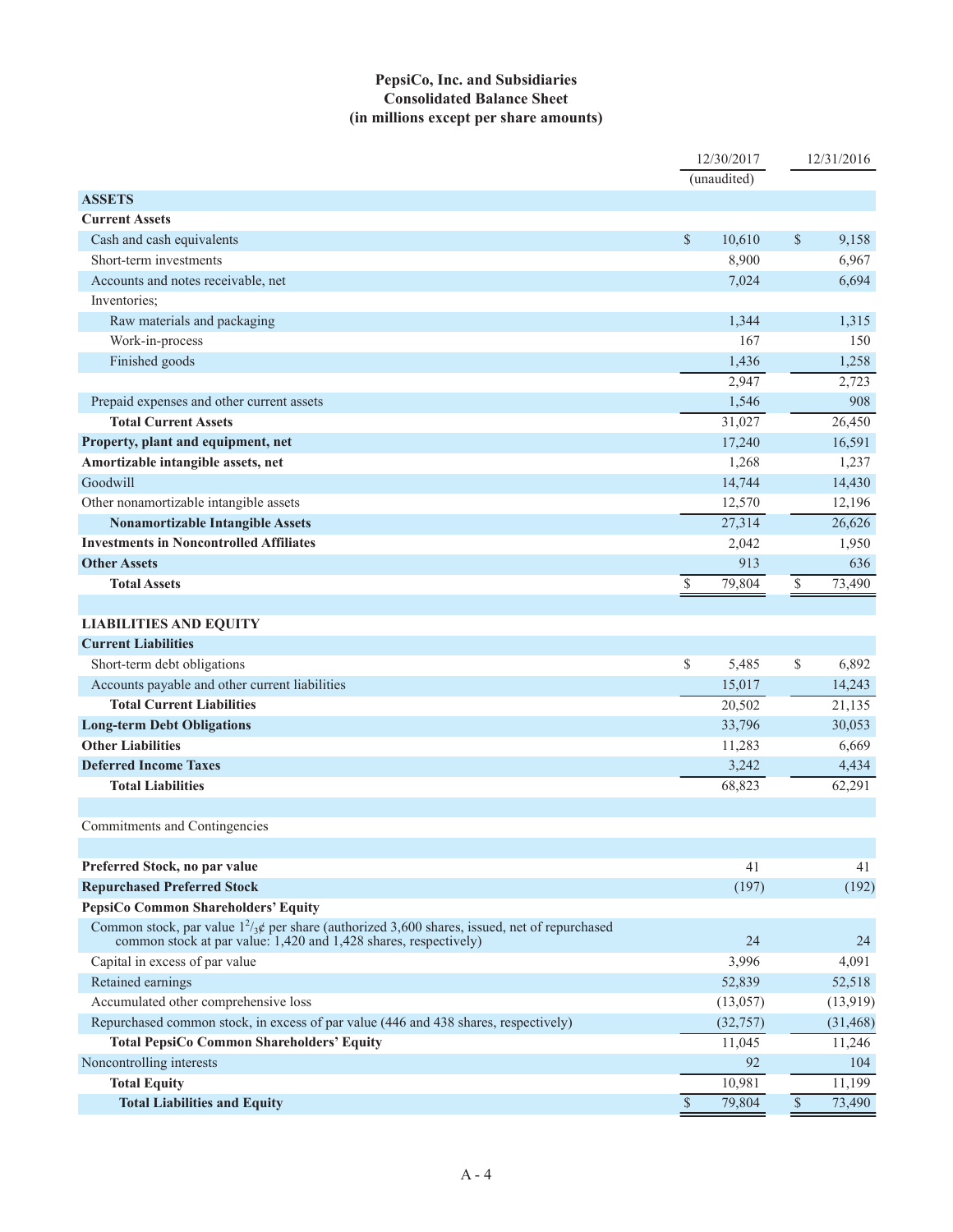# PepsiCo, Inc. and Subsidiaries
## Consolidated Balance Sheet
### (in millions except per share amounts)

| | 12/30/2017 (unaudited) | 12/31/2016 |
|---|---|---|
| **ASSETS** | | |
| **Current Assets** | | |
| Cash and cash equivalents | $ 10,610 | $ 9,158 |
| Short-term investments | 8,900 | 6,967 |
| Accounts and notes receivable, net | 7,024 | 6,694 |
| Inventories; | | |
| Raw materials and packaging | 1,344 | 1,315 |
| Work-in-process | 167 | 150 |
| Finished goods | 1,436 | 1,258 |
| | 2,947 | 2,723 |
| Prepaid expenses and other current assets | 1,546 | 908 |
| **Total Current Assets** | 31,027 | 26,450 |
| **Property, plant and equipment, net** | 17,240 | 16,591 |
| **Amortizable intangible assets, net** | 1,268 | 1,237 |
| Goodwill | 14,744 | 14,430 |
| Other nonamortizable intangible assets | 12,570 | 12,196 |
| **Nonamortizable Intangible Assets** | 27,314 | 26,626 |
| **Investments in Noncontrolled Affiliates** | 2,042 | 1,950 |
| **Other Assets** | 913 | 636 |
| **Total Assets** | $ 79,804 | $ 73,490 |
| | | |
| **LIABILITIES AND EQUITY** | | |
| **Current Liabilities** | | |
| Short-term debt obligations | $ 5,485 | $ 6,892 |
| Accounts payable and other current liabilities | 15,017 | 14,243 |
| **Total Current Liabilities** | 20,502 | 21,135 |
| **Long-term Debt Obligations** | 33,796 | 30,053 |
| **Other Liabilities** | 11,283 | 6,669 |
| **Deferred Income Taxes** | 3,242 | 4,434 |
| **Total Liabilities** | 68,823 | 62,291 |
| | | |
| Commitments and Contingencies | | |
| | | |
| **Preferred Stock, no par value** | 41 | 41 |
| **Repurchased Preferred Stock** | (197) | (192) |
| **PepsiCo Common Shareholders' Equity** | | |
| Common stock, par value $1^{2}/_{3}$¢ per share (authorized 3,600 shares, issued, net of repurchased common stock at par value: 1,420 and 1,428 shares, respectively) | 24 | 24 |
| Capital in excess of par value | 3,996 | 4,091 |
| Retained earnings | 52,839 | 52,518 |
| Accumulated other comprehensive loss | (13,057) | (13,919) |
| Repurchased common stock, in excess of par value (446 and 438 shares, respectively) | (32,757) | (31,468) |
| **Total PepsiCo Common Shareholders' Equity** | 11,045 | 11,246 |
| Noncontrolling interests | 92 | 104 |
| **Total Equity** | 10,981 | 11,199 |
| **Total Liabilities and Equity** | $ 79,804 | $ 73,490 |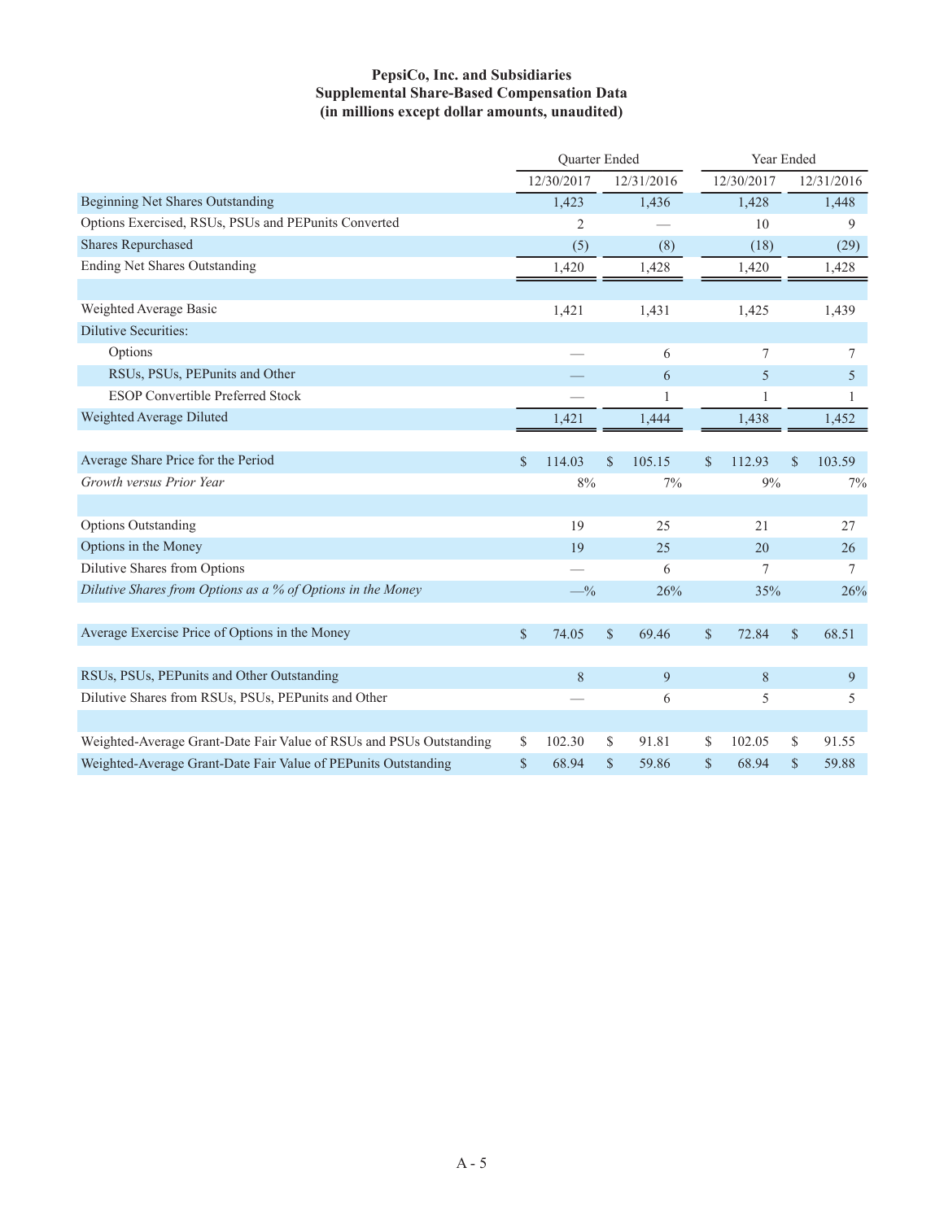# PepsiCo, Inc. and Subsidiaries
## Supplemental Share-Based Compensation Data
### (in millions except dollar amounts, unaudited)

| | Quarter Ended | | Year Ended | |
|---|---|---|---|---|
| | 12/30/2017 | 12/31/2016 | 12/30/2017 | 12/31/2016 |
| Beginning Net Shares Outstanding | 1,423 | 1,436 | 1,428 | 1,448 |
| Options Exercised, RSUs, PSUs and PEPunits Converted | 2 | — | 10 | 9 |
| Shares Repurchased | (5) | (8) | (18) | (29) |
| Ending Net Shares Outstanding | 1,420 | 1,428 | 1,420 | 1,428 |
| | | | | |
| Weighted Average Basic | 1,421 | 1,431 | 1,425 | 1,439 |
| Dilutive Securities: | | | | |
| Options | — | 6 | 7 | 7 |
| RSUs, PSUs, PEPunits and Other | — | 6 | 5 | 5 |
| ESOP Convertible Preferred Stock | — | 1 | 1 | 1 |
| Weighted Average Diluted | 1,421 | 1,444 | 1,438 | 1,452 |
| | | | | |
| Average Share Price for the Period | $ 114.03 | $ 105.15 | $ 112.93 | $ 103.59 |
| *Growth versus Prior Year* | 8% | 7% | 9% | 7% |
| | | | | |
| Options Outstanding | 19 | 25 | 21 | 27 |
| Options in the Money | 19 | 25 | 20 | 26 |
| Dilutive Shares from Options | — | 6 | 7 | 7 |
| *Dilutive Shares from Options as a % of Options in the Money* | —% | 26% | 35% | 26% |
| | | | | |
| Average Exercise Price of Options in the Money | $ 74.05 | $ 69.46 | $ 72.84 | $ 68.51 |
| | | | | |
| RSUs, PSUs, PEPunits and Other Outstanding | 8 | 9 | 8 | 9 |
| Dilutive Shares from RSUs, PSUs, PEPunits and Other | — | 6 | 5 | 5 |
| | | | | |
| Weighted-Average Grant-Date Fair Value of RSUs and PSUs Outstanding | $ 102.30 | $ 91.81 | $ 102.05 | $ 91.55 |
| Weighted-Average Grant-Date Fair Value of PEPunits Outstanding | $ 68.94 | $ 59.86 | $ 68.94 | $ 59.88 |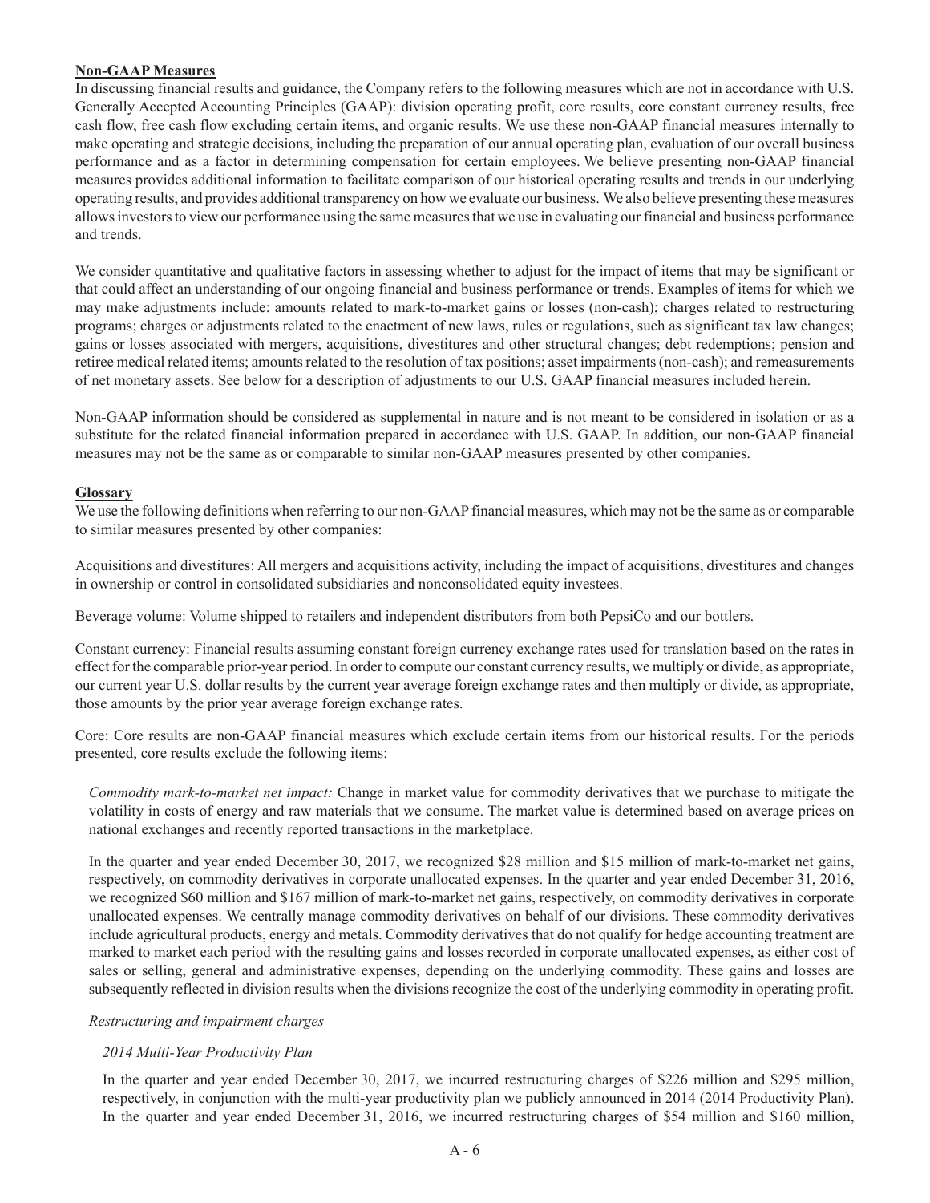**Non-GAAP Measures**

In discussing financial results and guidance, the Company refers to the following measures which are not in accordance with U.S. Generally Accepted Accounting Principles (GAAP): division operating profit, core results, core constant currency results, free cash flow, free cash flow excluding certain items, and organic results. We use these non-GAAP financial measures internally to make operating and strategic decisions, including the preparation of our annual operating plan, evaluation of our overall business performance and as a factor in determining compensation for certain employees. We believe presenting non-GAAP financial measures provides additional information to facilitate comparison of our historical operating results and trends in our underlying operating results, and provides additional transparency on how we evaluate our business. We also believe presenting these measures allows investors to view our performance using the same measures that we use in evaluating our financial and business performance and trends.

We consider quantitative and qualitative factors in assessing whether to adjust for the impact of items that may be significant or that could affect an understanding of our ongoing financial and business performance or trends. Examples of items for which we may make adjustments include: amounts related to mark-to-market gains or losses (non-cash); charges related to restructuring programs; charges or adjustments related to the enactment of new laws, rules or regulations, such as significant tax law changes; gains or losses associated with mergers, acquisitions, divestitures and other structural changes; debt redemptions; pension and retiree medical related items; amounts related to the resolution of tax positions; asset impairments (non-cash); and remeasurements of net monetary assets. See below for a description of adjustments to our U.S. GAAP financial measures included herein.

Non-GAAP information should be considered as supplemental in nature and is not meant to be considered in isolation or as a substitute for the related financial information prepared in accordance with U.S. GAAP. In addition, our non-GAAP financial measures may not be the same as or comparable to similar non-GAAP measures presented by other companies.

**Glossary**

We use the following definitions when referring to our non-GAAP financial measures, which may not be the same as or comparable to similar measures presented by other companies:

Acquisitions and divestitures: All mergers and acquisitions activity, including the impact of acquisitions, divestitures and changes in ownership or control in consolidated subsidiaries and nonconsolidated equity investees.

Beverage volume: Volume shipped to retailers and independent distributors from both PepsiCo and our bottlers.

Constant currency: Financial results assuming constant foreign currency exchange rates used for translation based on the rates in effect for the comparable prior-year period. In order to compute our constant currency results, we multiply or divide, as appropriate, our current year U.S. dollar results by the current year average foreign exchange rates and then multiply or divide, as appropriate, those amounts by the prior year average foreign exchange rates.

Core: Core results are non-GAAP financial measures which exclude certain items from our historical results. For the periods presented, core results exclude the following items:

*Commodity mark-to-market net impact:* Change in market value for commodity derivatives that we purchase to mitigate the volatility in costs of energy and raw materials that we consume. The market value is determined based on average prices on national exchanges and recently reported transactions in the marketplace.

In the quarter and year ended December 30, 2017, we recognized $28 million and $15 million of mark-to-market net gains, respectively, on commodity derivatives in corporate unallocated expenses. In the quarter and year ended December 31, 2016, we recognized $60 million and $167 million of mark-to-market net gains, respectively, on commodity derivatives in corporate unallocated expenses. We centrally manage commodity derivatives on behalf of our divisions. These commodity derivatives include agricultural products, energy and metals. Commodity derivatives that do not qualify for hedge accounting treatment are marked to market each period with the resulting gains and losses recorded in corporate unallocated expenses, as either cost of sales or selling, general and administrative expenses, depending on the underlying commodity. These gains and losses are subsequently reflected in division results when the divisions recognize the cost of the underlying commodity in operating profit.

*Restructuring and impairment charges*

*2014 Multi-Year Productivity Plan*

In the quarter and year ended December 30, 2017, we incurred restructuring charges of $226 million and $295 million, respectively, in conjunction with the multi-year productivity plan we publicly announced in 2014 (2014 Productivity Plan). In the quarter and year ended December 31, 2016, we incurred restructuring charges of $54 million and $160 million,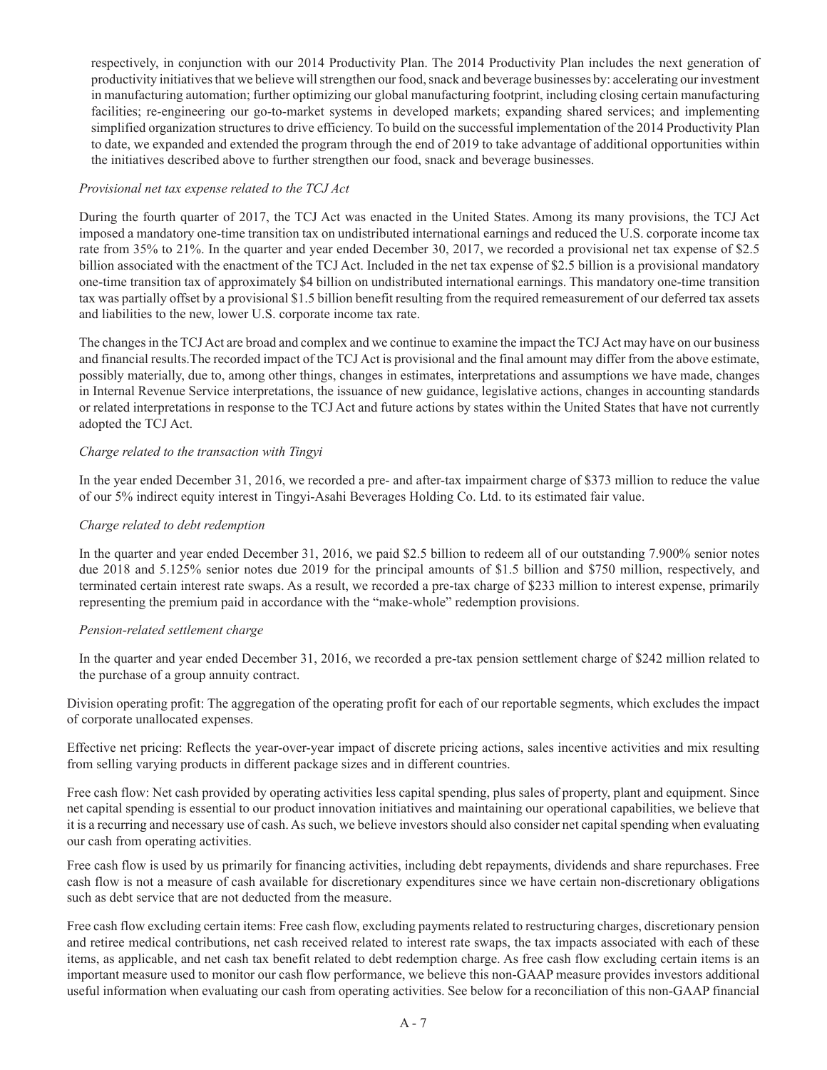respectively, in conjunction with our 2014 Productivity Plan. The 2014 Productivity Plan includes the next generation of productivity initiatives that we believe will strengthen our food, snack and beverage businesses by: accelerating our investment in manufacturing automation; further optimizing our global manufacturing footprint, including closing certain manufacturing facilities; re-engineering our go-to-market systems in developed markets; expanding shared services; and implementing simplified organization structures to drive efficiency. To build on the successful implementation of the 2014 Productivity Plan to date, we expanded and extended the program through the end of 2019 to take advantage of additional opportunities within the initiatives described above to further strengthen our food, snack and beverage businesses.

*Provisional net tax expense related to the TCJ Act*

During the fourth quarter of 2017, the TCJ Act was enacted in the United States. Among its many provisions, the TCJ Act imposed a mandatory one-time transition tax on undistributed international earnings and reduced the U.S. corporate income tax rate from 35% to 21%. In the quarter and year ended December 30, 2017, we recorded a provisional net tax expense of $2.5 billion associated with the enactment of the TCJ Act. Included in the net tax expense of $2.5 billion is a provisional mandatory one-time transition tax of approximately $4 billion on undistributed international earnings. This mandatory one-time transition tax was partially offset by a provisional $1.5 billion benefit resulting from the required remeasurement of our deferred tax assets and liabilities to the new, lower U.S. corporate income tax rate.

The changes in the TCJ Act are broad and complex and we continue to examine the impact the TCJ Act may have on our business and financial results.The recorded impact of the TCJ Act is provisional and the final amount may differ from the above estimate, possibly materially, due to, among other things, changes in estimates, interpretations and assumptions we have made, changes in Internal Revenue Service interpretations, the issuance of new guidance, legislative actions, changes in accounting standards or related interpretations in response to the TCJ Act and future actions by states within the United States that have not currently adopted the TCJ Act.

*Charge related to the transaction with Tingyi*

In the year ended December 31, 2016, we recorded a pre- and after-tax impairment charge of $373 million to reduce the value of our 5% indirect equity interest in Tingyi-Asahi Beverages Holding Co. Ltd. to its estimated fair value.

*Charge related to debt redemption*

In the quarter and year ended December 31, 2016, we paid $2.5 billion to redeem all of our outstanding 7.900% senior notes due 2018 and 5.125% senior notes due 2019 for the principal amounts of $1.5 billion and $750 million, respectively, and terminated certain interest rate swaps. As a result, we recorded a pre-tax charge of $233 million to interest expense, primarily representing the premium paid in accordance with the "make-whole" redemption provisions.

*Pension-related settlement charge*

In the quarter and year ended December 31, 2016, we recorded a pre-tax pension settlement charge of $242 million related to the purchase of a group annuity contract.

Division operating profit: The aggregation of the operating profit for each of our reportable segments, which excludes the impact of corporate unallocated expenses.

Effective net pricing: Reflects the year-over-year impact of discrete pricing actions, sales incentive activities and mix resulting from selling varying products in different package sizes and in different countries.

Free cash flow: Net cash provided by operating activities less capital spending, plus sales of property, plant and equipment. Since net capital spending is essential to our product innovation initiatives and maintaining our operational capabilities, we believe that it is a recurring and necessary use of cash. As such, we believe investors should also consider net capital spending when evaluating our cash from operating activities.

Free cash flow is used by us primarily for financing activities, including debt repayments, dividends and share repurchases. Free cash flow is not a measure of cash available for discretionary expenditures since we have certain non-discretionary obligations such as debt service that are not deducted from the measure.

Free cash flow excluding certain items: Free cash flow, excluding payments related to restructuring charges, discretionary pension and retiree medical contributions, net cash received related to interest rate swaps, the tax impacts associated with each of these items, as applicable, and net cash tax benefit related to debt redemption charge. As free cash flow excluding certain items is an important measure used to monitor our cash flow performance, we believe this non-GAAP measure provides investors additional useful information when evaluating our cash from operating activities. See below for a reconciliation of this non-GAAP financial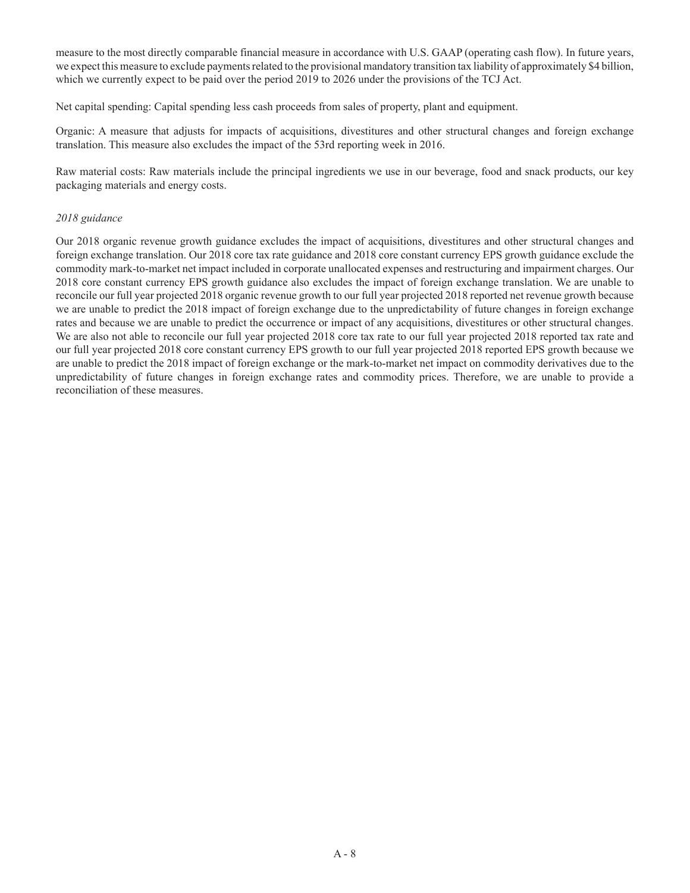measure to the most directly comparable financial measure in accordance with U.S. GAAP (operating cash flow). In future years, we expect this measure to exclude payments related to the provisional mandatory transition tax liability of approximately $4 billion, which we currently expect to be paid over the period 2019 to 2026 under the provisions of the TCJ Act.

Net capital spending: Capital spending less cash proceeds from sales of property, plant and equipment.

Organic: A measure that adjusts for impacts of acquisitions, divestitures and other structural changes and foreign exchange translation. This measure also excludes the impact of the 53rd reporting week in 2016.

Raw material costs: Raw materials include the principal ingredients we use in our beverage, food and snack products, our key packaging materials and energy costs.

*2018 guidance*

Our 2018 organic revenue growth guidance excludes the impact of acquisitions, divestitures and other structural changes and foreign exchange translation. Our 2018 core tax rate guidance and 2018 core constant currency EPS growth guidance exclude the commodity mark-to-market net impact included in corporate unallocated expenses and restructuring and impairment charges. Our 2018 core constant currency EPS growth guidance also excludes the impact of foreign exchange translation. We are unable to reconcile our full year projected 2018 organic revenue growth to our full year projected 2018 reported net revenue growth because we are unable to predict the 2018 impact of foreign exchange due to the unpredictability of future changes in foreign exchange rates and because we are unable to predict the occurrence or impact of any acquisitions, divestitures or other structural changes. We are also not able to reconcile our full year projected 2018 core tax rate to our full year projected 2018 reported tax rate and our full year projected 2018 core constant currency EPS growth to our full year projected 2018 reported EPS growth because we are unable to predict the 2018 impact of foreign exchange or the mark-to-market net impact on commodity derivatives due to the unpredictability of future changes in foreign exchange rates and commodity prices. Therefore, we are unable to provide a reconciliation of these measures.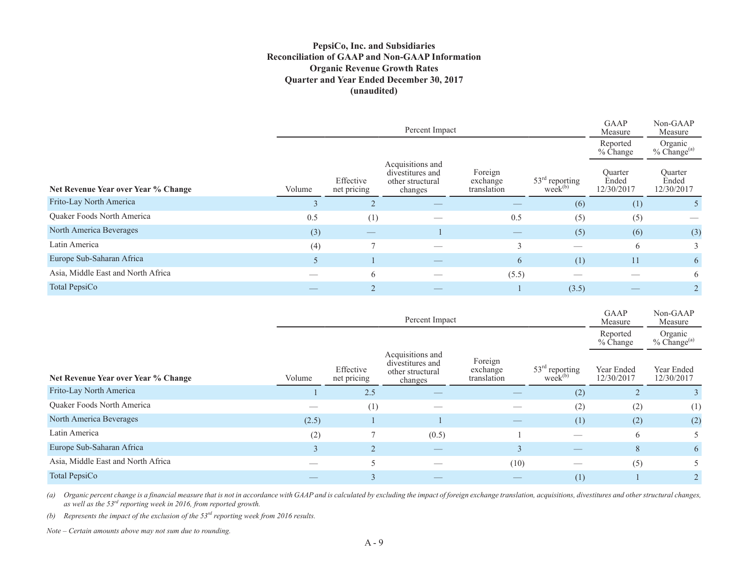**PepsiCo, Inc. and Subsidiaries**
**Reconciliation of GAAP and Non-GAAP Information**
**Organic Revenue Growth Rates**
**Quarter and Year Ended December 30, 2017**
**(unaudited)**

| | Percent Impact | | | | | GAAP Measure | Non-GAAP Measure |
|---|---|---|---|---|---|---|---|
| | | | | | | Reported % Change | Organic % Change[(a)] |
| **Net Revenue Year over Year % Change** | Volume | Effective net pricing | Acquisitions and divestitures and other structural changes | Foreign exchange translation | 53rd reporting week[(b)] | Quarter Ended 12/30/2017 | Quarter Ended 12/30/2017 |
| Frito-Lay North America | 3 | 2 | — | — | (6) | (1) | 5 |
| Quaker Foods North America | 0.5 | (1) | — | 0.5 | (5) | (5) | — |
| North America Beverages | (3) | — | 1 | — | (5) | (6) | (3) |
| Latin America | (4) | 7 | — | 3 | — | 6 | 3 |
| Europe Sub-Saharan Africa | 5 | 1 | — | 6 | (1) | 11 | 6 |
| Asia, Middle East and North Africa | — | 6 | — | (5.5) | — | — | 6 |
| Total PepsiCo | — | 2 | — | 1 | (3.5) | — | 2 |

| | Percent Impact | | | | | GAAP Measure | Non-GAAP Measure |
|---|---|---|---|---|---|---|---|
| | | | | | | Reported % Change | Organic % Change[(a)] |
| **Net Revenue Year over Year % Change** | Volume | Effective net pricing | Acquisitions and divestitures and other structural changes | Foreign exchange translation | 53rd reporting week[(b)] | Year Ended 12/30/2017 | Year Ended 12/30/2017 |
| Frito-Lay North America | 1 | 2.5 | — | — | (2) | 2 | 3 |
| Quaker Foods North America | — | (1) | — | — | (2) | (2) | (1) |
| North America Beverages | (2.5) | 1 | 1 | — | (1) | (2) | (2) |
| Latin America | (2) | 7 | (0.5) | 1 | — | 6 | 5 |
| Europe Sub-Saharan Africa | 3 | 2 | — | 3 | — | 8 | 6 |
| Asia, Middle East and North Africa | — | 5 | — | (10) | — | (5) | 5 |
| Total PepsiCo | — | 3 | — | — | (1) | 1 | 2 |

*(a) Organic percent change is a financial measure that is not in accordance with GAAP and is calculated by excluding the impact of foreign exchange translation, acquisitions, divestitures and other structural changes, as well as the 53rd reporting week in 2016, from reported growth.*

*(b) Represents the impact of the exclusion of the 53rd reporting week from 2016 results.*

*Note – Certain amounts above may not sum due to rounding.*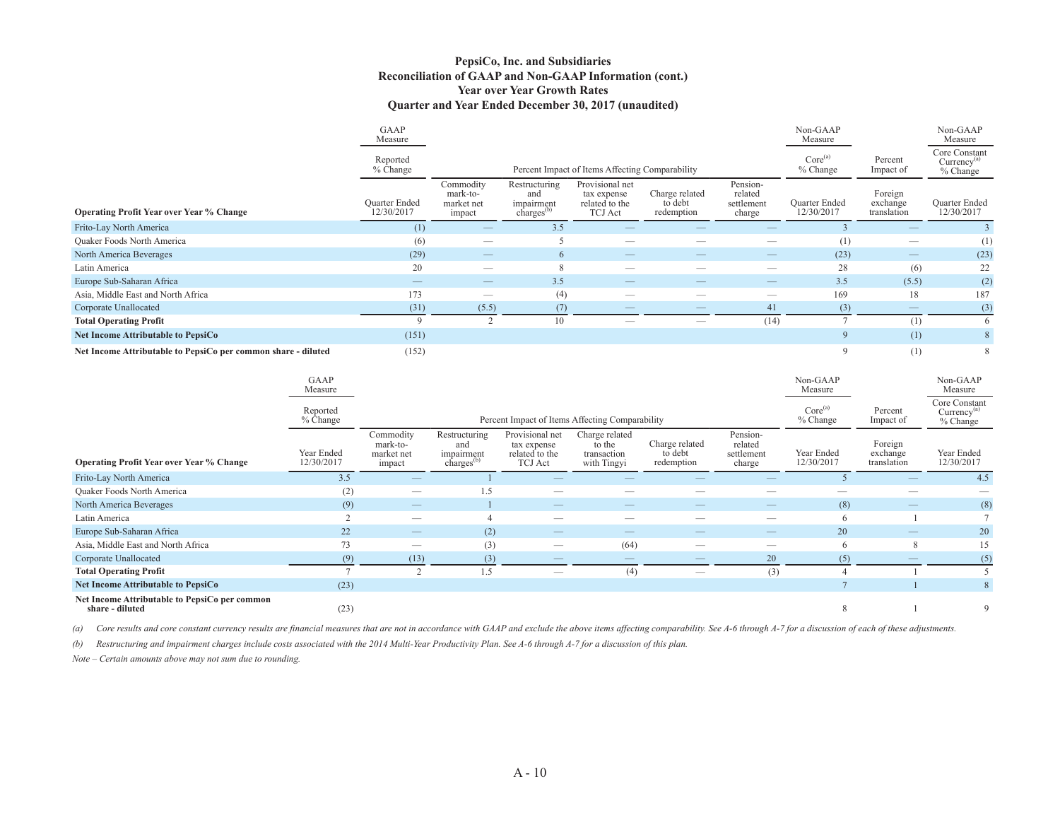# PepsiCo, Inc. and Subsidiaries
## Reconciliation of GAAP and Non-GAAP Information (cont.)
### Year over Year Growth Rates
### Quarter and Year Ended December 30, 2017 (unaudited)

| | GAAP Measure | | | | | | Non-GAAP Measure | | Non-GAAP Measure |
|---|---|---|---|---|---|---|---|---|---|
| | Reported % Change | Percent Impact of Items Affecting Comparability | | | | | Core[(a)] % Change | Percent Impact of | Core Constant Currency[(a)] % Change |
| **Operating Profit Year over Year % Change** | Quarter Ended 12/30/2017 | Commodity mark-to-market net impact | Restructuring and impairment charges[(b)] | Provisional net tax expense related to the TCJ Act | Charge related to debt redemption | Pension-related settlement charge | Quarter Ended 12/30/2017 | Foreign exchange translation | Quarter Ended 12/30/2017 |
| Frito-Lay North America | (1) | — | 3.5 | — | — | — | 3 | — | 3 |
| Quaker Foods North America | (6) | — | 5 | — | — | — | (1) | — | (1) |
| North America Beverages | (29) | — | 6 | — | — | — | (23) | — | (23) |
| Latin America | 20 | — | 8 | — | — | — | 28 | (6) | 22 |
| Europe Sub-Saharan Africa | — | — | 3.5 | — | — | — | 3.5 | (5.5) | (2) |
| Asia, Middle East and North Africa | 173 | — | (4) | — | — | — | 169 | 18 | 187 |
| Corporate Unallocated | (31) | (5.5) | (7) | — | — | 41 | (3) | — | (3) |
| **Total Operating Profit** | 9 | 2 | 10 | — | — | (14) | 7 | (1) | 6 |
| **Net Income Attributable to PepsiCo** | (151) | | | | | | 9 | (1) | 8 |
| **Net Income Attributable to PepsiCo per common share - diluted** | (152) | | | | | | 9 | (1) | 8 |

| | GAAP Measure | | | | | | | Non-GAAP Measure | | Non-GAAP Measure |
|---|---|---|---|---|---|---|---|---|---|---|
| | Reported % Change | Percent Impact of Items Affecting Comparability | | | | | | Core[(a)] % Change | Percent Impact of | Core Constant Currency[(a)] % Change |
| **Operating Profit Year over Year % Change** | Year Ended 12/30/2017 | Commodity mark-to-market net impact | Restructuring and impairment charges[(b)] | Provisional net tax expense related to the TCJ Act | Charge related to the transaction with Tingyi | Charge related to debt redemption | Pension-related settlement charge | Year Ended 12/30/2017 | Foreign exchange translation | Year Ended 12/30/2017 |
| Frito-Lay North America | 3.5 | — | 1 | — | — | — | — | 5 | — | 4.5 |
| Quaker Foods North America | (2) | — | 1.5 | — | — | — | — | — | — | — |
| North America Beverages | (9) | — | 1 | — | — | — | — | (8) | — | (8) |
| Latin America | 2 | — | 4 | — | — | — | — | 6 | 1 | 7 |
| Europe Sub-Saharan Africa | 22 | — | (2) | — | — | — | — | 20 | — | 20 |
| Asia, Middle East and North Africa | 73 | — | (3) | — | (64) | — | — | 6 | 8 | 15 |
| Corporate Unallocated | (9) | (13) | (3) | — | — | — | 20 | (5) | — | (5) |
| **Total Operating Profit** | 7 | 2 | 1.5 | — | (4) | — | (3) | 4 | 1 | 5 |
| **Net Income Attributable to PepsiCo** | (23) | | | | | | | 7 | 1 | 8 |
| **Net Income Attributable to PepsiCo per common share - diluted** | (23) | | | | | | | 8 | 1 | 9 |

*(a) Core results and core constant currency results are financial measures that are not in accordance with GAAP and exclude the above items affecting comparability. See A-6 through A-7 for a discussion of each of these adjustments.*

*(b) Restructuring and impairment charges include costs associated with the 2014 Multi-Year Productivity Plan. See A-6 through A-7 for a discussion of this plan.*

*Note – Certain amounts above may not sum due to rounding.*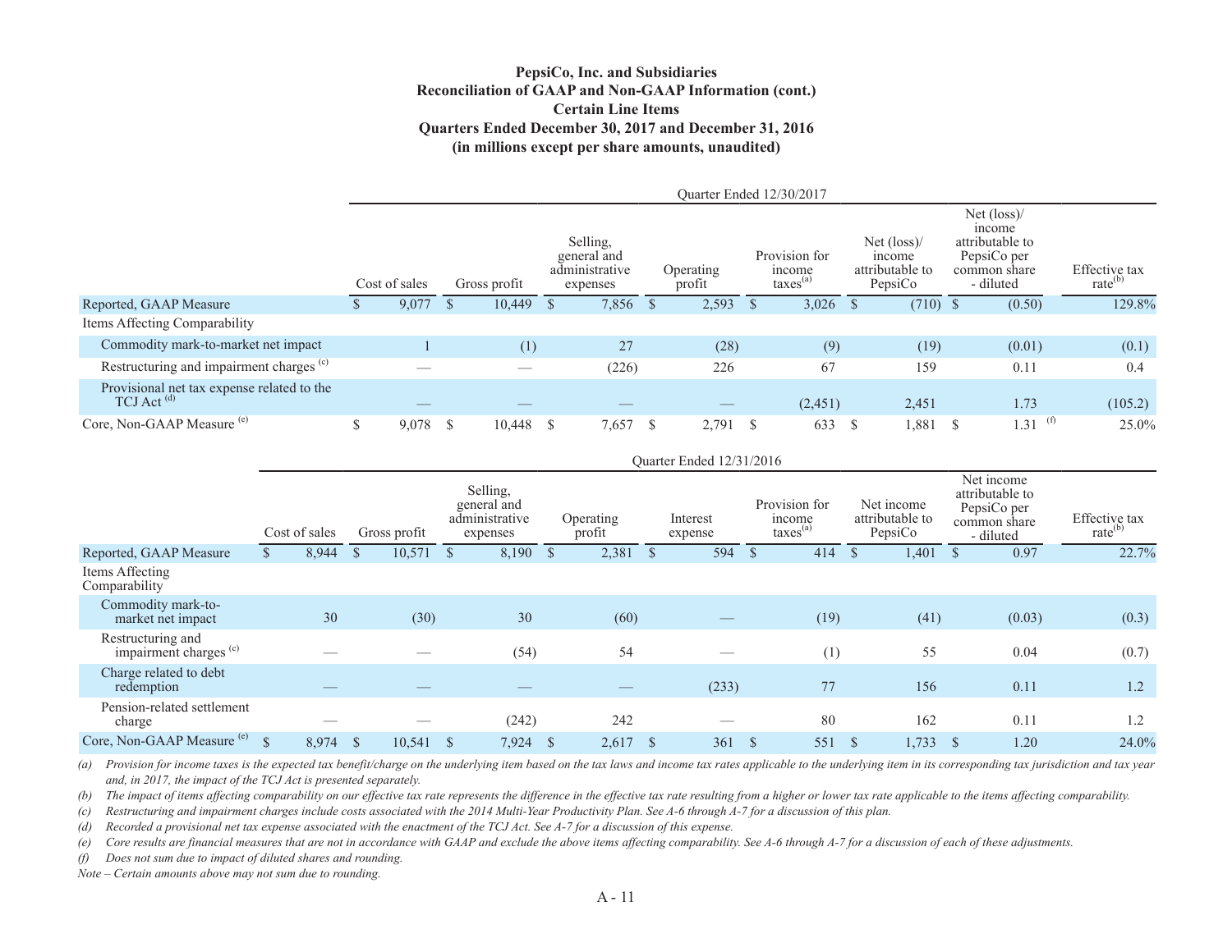# PepsiCo, Inc. and Subsidiaries
## Reconciliation of GAAP and Non-GAAP Information (cont.)
## Certain Line Items
## Quarters Ended December 30, 2017 and December 31, 2016
## (in millions except per share amounts, unaudited)

| | Quarter Ended 12/30/2017 | | | | | | | |
|---|---|---|---|---|---|---|---|---|
| | Cost of sales | Gross profit | Selling, general and administrative expenses | Operating profit | Provision for income taxes[(a)] | Net (loss)/ income attributable to PepsiCo | Net (loss)/ income attributable to PepsiCo per common share - diluted | Effective tax rate[(b)] |
| Reported, GAAP Measure | $ 9,077 | $ 10,449 | $ 7,856 | $ 2,593 | $ 3,026 | $ (710) | $ (0.50) | 129.8% |
| Items Affecting Comparability | | | | | | | | |
| Commodity mark-to-market net impact | 1 | (1) | 27 | (28) | (9) | (19) | (0.01) | (0.1) |
| Restructuring and impairment charges [(c)] | — | — | (226) | 226 | 67 | 159 | 0.11 | 0.4 |
| Provisional net tax expense related to the TCJ Act [(d)] | — | — | — | — | (2,451) | 2,451 | 1.73 | (105.2) |
| Core, Non-GAAP Measure [(e)] | $ 9,078 | $ 10,448 | $ 7,657 | $ 2,791 | $ 633 | $ 1,881 | $ 1.31 [(f)] | 25.0% |

| | Quarter Ended 12/31/2016 | | | | | | | | |
|---|---|---|---|---|---|---|---|---|---|
| | Cost of sales | Gross profit | Selling, general and administrative expenses | Operating profit | Interest expense | Provision for income taxes[(a)] | Net income attributable to PepsiCo | Net income attributable to PepsiCo per common share - diluted | Effective tax rate[(b)] |
| Reported, GAAP Measure | $ 8,944 | $ 10,571 | $ 8,190 | $ 2,381 | $ 594 | $ 414 | $ 1,401 | $ 0.97 | 22.7% |
| Items Affecting Comparability | | | | | | | | | |
| Commodity mark-to-market net impact | 30 | (30) | 30 | (60) | — | (19) | (41) | (0.03) | (0.3) |
| Restructuring and impairment charges [(c)] | — | — | (54) | 54 | — | (1) | 55 | 0.04 | (0.7) |
| Charge related to debt redemption | — | — | — | — | (233) | 77 | 156 | 0.11 | 1.2 |
| Pension-related settlement charge | — | — | (242) | 242 | — | 80 | 162 | 0.11 | 1.2 |
| Core, Non-GAAP Measure [(e)] | $ 8,974 | $ 10,541 | $ 7,924 | $ 2,617 | $ 361 | $ 551 | $ 1,733 | $ 1.20 | 24.0% |

*(a) Provision for income taxes is the expected tax benefit/charge on the underlying item based on the tax laws and income tax rates applicable to the underlying item in its corresponding tax jurisdiction and tax year and, in 2017, the impact of the TCJ Act is presented separately.*

*(b) The impact of items affecting comparability on our effective tax rate represents the difference in the effective tax rate resulting from a higher or lower tax rate applicable to the items affecting comparability.*

*(c) Restructuring and impairment charges include costs associated with the 2014 Multi-Year Productivity Plan. See A-6 through A-7 for a discussion of this plan.*

*(d) Recorded a provisional net tax expense associated with the enactment of the TCJ Act. See A-7 for a discussion of this expense.*

*(e) Core results are financial measures that are not in accordance with GAAP and exclude the above items affecting comparability. See A-6 through A-7 for a discussion of each of these adjustments.*

*(f) Does not sum due to impact of diluted shares and rounding.*

*Note – Certain amounts above may not sum due to rounding.*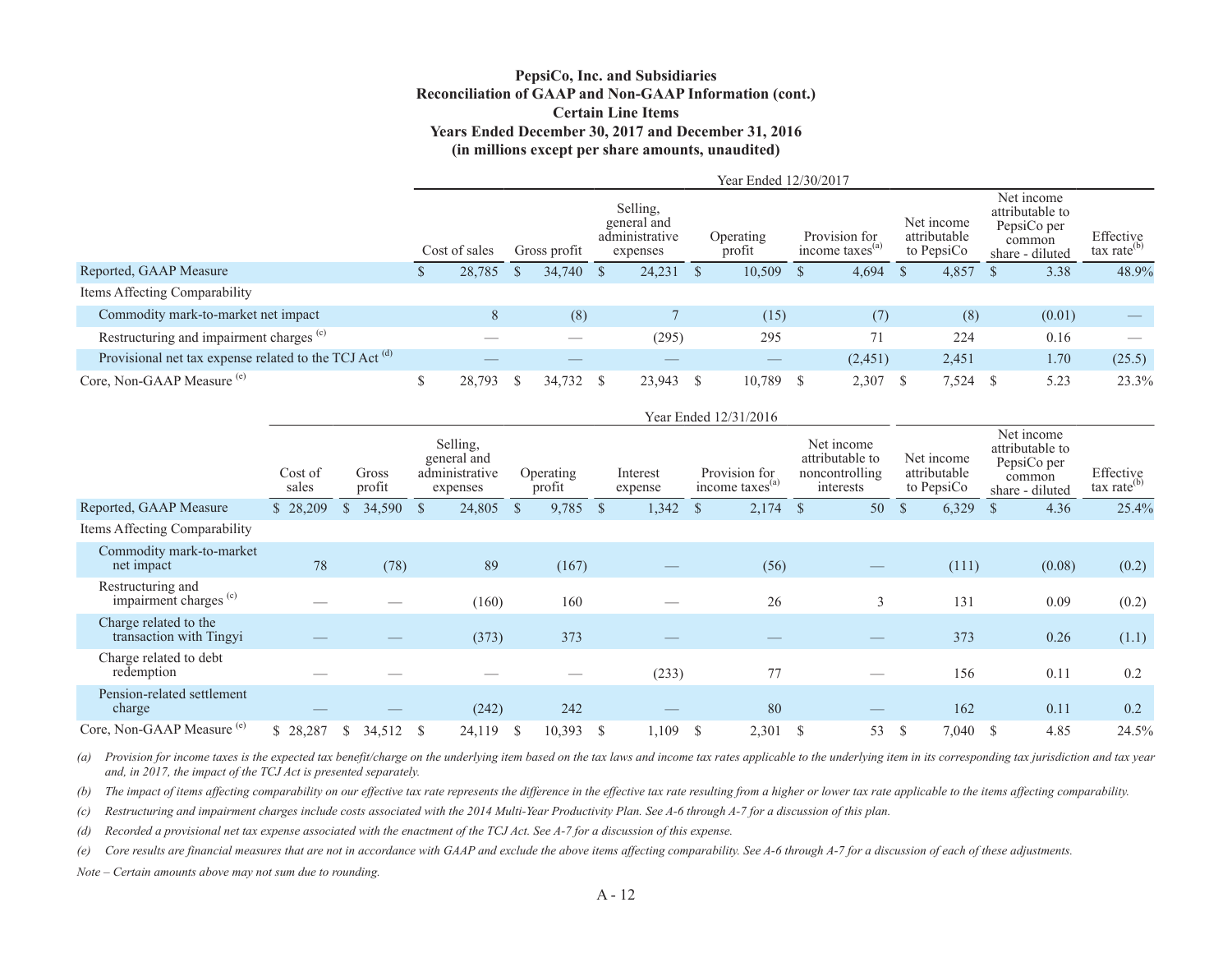**PepsiCo, Inc. and Subsidiaries**
**Reconciliation of GAAP and Non-GAAP Information (cont.)**
**Certain Line Items**
**Years Ended December 30, 2017 and December 31, 2016**
**(in millions except per share amounts, unaudited)**

| | Year Ended 12/30/2017 | | | | | | | |
|---|---|---|---|---|---|---|---|---|
| | Cost of sales | Gross profit | Selling, general and administrative expenses | Operating profit | Provision for income taxes[(a)] | Net income attributable to PepsiCo | Net income attributable to PepsiCo per common share - diluted | Effective tax rate[(b)] |
| Reported, GAAP Measure | $ 28,785 | $ 34,740 | $ 24,231 | $ 10,509 | $ 4,694 | $ 4,857 | $ 3.38 | 48.9% |
| Items Affecting Comparability | | | | | | | | |
| Commodity mark-to-market net impact | 8 | (8) | 7 | (15) | (7) | (8) | (0.01) | — |
| Restructuring and impairment charges [(c)] | — | — | (295) | 295 | 71 | 224 | 0.16 | — |
| Provisional net tax expense related to the TCJ Act [(d)] | — | — | — | — | (2,451) | 2,451 | 1.70 | (25.5) |
| Core, Non-GAAP Measure [(e)] | $ 28,793 | $ 34,732 | $ 23,943 | $ 10,789 | $ 2,307 | $ 7,524 | $ 5.23 | 23.3% |

| | Year Ended 12/31/2016 | | | | | | | | | |
|---|---|---|---|---|---|---|---|---|---|---|
| | Cost of sales | Gross profit | Selling, general and administrative expenses | Operating profit | Interest expense | Provision for income taxes[(a)] | Net income attributable to noncontrolling interests | Net income attributable to PepsiCo | Net income attributable to PepsiCo per common share - diluted | Effective tax rate[(b)] |
| Reported, GAAP Measure | $ 28,209 | $ 34,590 | $ 24,805 | $ 9,785 | $ 1,342 | $ 2,174 | $ 50 | $ 6,329 | $ 4.36 | 25.4% |
| Items Affecting Comparability | | | | | | | | | | |
| Commodity mark-to-market net impact | 78 | (78) | 89 | (167) | — | (56) | — | (111) | (0.08) | (0.2) |
| Restructuring and impairment charges [(c)] | — | — | (160) | 160 | — | 26 | 3 | 131 | 0.09 | (0.2) |
| Charge related to the transaction with Tingyi | — | — | (373) | 373 | — | — | — | 373 | 0.26 | (1.1) |
| Charge related to debt redemption | — | — | — | — | (233) | 77 | — | 156 | 0.11 | 0.2 |
| Pension-related settlement charge | — | — | (242) | 242 | — | 80 | — | 162 | 0.11 | 0.2 |
| Core, Non-GAAP Measure [(e)] | $ 28,287 | $ 34,512 | $ 24,119 | $ 10,393 | $ 1,109 | $ 2,301 | $ 53 | $ 7,040 | $ 4.85 | 24.5% |

*(a) Provision for income taxes is the expected tax benefit/charge on the underlying item based on the tax laws and income tax rates applicable to the underlying item in its corresponding tax jurisdiction and tax year and, in 2017, the impact of the TCJ Act is presented separately.*

*(b) The impact of items affecting comparability on our effective tax rate represents the difference in the effective tax rate resulting from a higher or lower tax rate applicable to the items affecting comparability.*

*(c) Restructuring and impairment charges include costs associated with the 2014 Multi-Year Productivity Plan. See A-6 through A-7 for a discussion of this plan.*

*(d) Recorded a provisional net tax expense associated with the enactment of the TCJ Act. See A-7 for a discussion of this expense.*

*(e) Core results are financial measures that are not in accordance with GAAP and exclude the above items affecting comparability. See A-6 through A-7 for a discussion of each of these adjustments.*

*Note – Certain amounts above may not sum due to rounding.*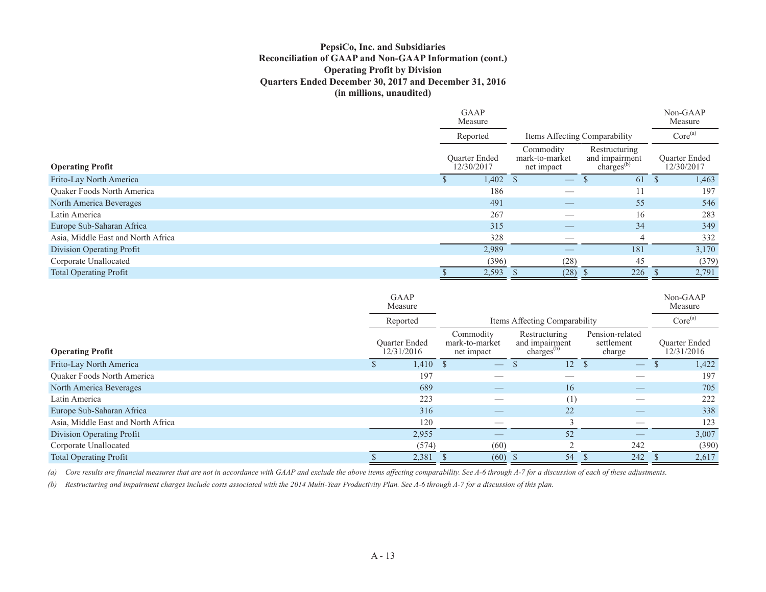**PepsiCo, Inc. and Subsidiaries**
**Reconciliation of GAAP and Non-GAAP Information (cont.)**
**Operating Profit by Division**
**Quarters Ended December 30, 2017 and December 31, 2016**
**(in millions, unaudited)**

| | GAAP Measure | | | Non-GAAP Measure |
|---|---|---|---|---|
| | Reported | Items Affecting Comparability | | Core[(a)] |
| **Operating Profit** | Quarter Ended 12/30/2017 | Commodity mark-to-market net impact | Restructuring and impairment charges[(b)] | Quarter Ended 12/30/2017 |
| Frito-Lay North America | $ 1,402 | $ — | $ 61 | $ 1,463 |
| Quaker Foods North America | 186 | — | 11 | 197 |
| North America Beverages | 491 | — | 55 | 546 |
| Latin America | 267 | — | 16 | 283 |
| Europe Sub-Saharan Africa | 315 | — | 34 | 349 |
| Asia, Middle East and North Africa | 328 | — | 4 | 332 |
| Division Operating Profit | 2,989 | — | 181 | 3,170 |
| Corporate Unallocated | (396) | (28) | 45 | (379) |
| Total Operating Profit | $ 2,593 | $ (28) | $ 226 | $ 2,791 |

| | GAAP Measure | | | | Non-GAAP Measure |
|---|---|---|---|---|---|
| | Reported | Items Affecting Comparability | | | Core[(a)] |
| **Operating Profit** | Quarter Ended 12/31/2016 | Commodity mark-to-market net impact | Restructuring and impairment charges[(b)] | Pension-related settlement charge | Quarter Ended 12/31/2016 |
| Frito-Lay North America | $ 1,410 | $ — | $ 12 | $ — | $ 1,422 |
| Quaker Foods North America | 197 | — | — | — | 197 |
| North America Beverages | 689 | — | 16 | — | 705 |
| Latin America | 223 | — | (1) | — | 222 |
| Europe Sub-Saharan Africa | 316 | — | 22 | — | 338 |
| Asia, Middle East and North Africa | 120 | — | 3 | — | 123 |
| Division Operating Profit | 2,955 | — | 52 | — | 3,007 |
| Corporate Unallocated | (574) | (60) | 2 | 242 | (390) |
| Total Operating Profit | $ 2,381 | $ (60) | $ 54 | $ 242 | $ 2,617 |

*(a) Core results are financial measures that are not in accordance with GAAP and exclude the above items affecting comparability. See A-6 through A-7 for a discussion of each of these adjustments.*

*(b) Restructuring and impairment charges include costs associated with the 2014 Multi-Year Productivity Plan. See A-6 through A-7 for a discussion of this plan.*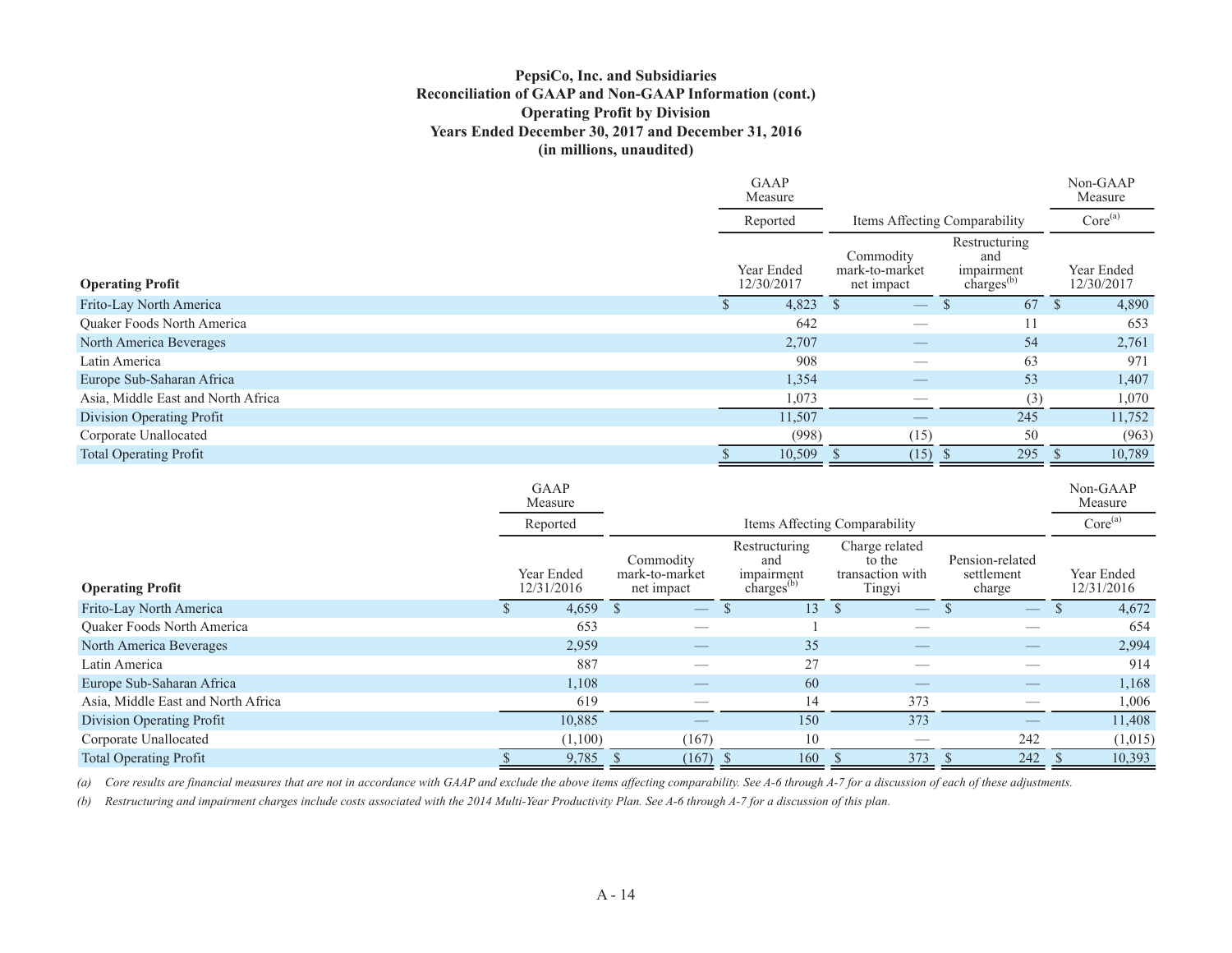**PepsiCo, Inc. and Subsidiaries**
**Reconciliation of GAAP and Non-GAAP Information (cont.)**
**Operating Profit by Division**
**Years Ended December 30, 2017 and December 31, 2016**
**(in millions, unaudited)**

| | GAAP Measure | | | Non-GAAP Measure |
|---|---|---|---|---|
| | Reported | Items Affecting Comparability | | Core[(a)] |
| **Operating Profit** | Year Ended 12/30/2017 | Commodity mark-to-market net impact | Restructuring and impairment charges[(b)] | Year Ended 12/30/2017 |
| Frito-Lay North America | $ 4,823 | $ — | $ 67 | $ 4,890 |
| Quaker Foods North America | 642 | — | 11 | 653 |
| North America Beverages | 2,707 | — | 54 | 2,761 |
| Latin America | 908 | — | 63 | 971 |
| Europe Sub-Saharan Africa | 1,354 | — | 53 | 1,407 |
| Asia, Middle East and North Africa | 1,073 | — | (3) | 1,070 |
| Division Operating Profit | 11,507 | — | 245 | 11,752 |
| Corporate Unallocated | (998) | (15) | 50 | (963) |
| Total Operating Profit | $ 10,509 | $ (15) | $ 295 | $ 10,789 |

| | GAAP Measure | | | | | Non-GAAP Measure |
|---|---|---|---|---|---|---|
| | Reported | Items Affecting Comparability | | | | Core[(a)] |
| **Operating Profit** | Year Ended 12/31/2016 | Commodity mark-to-market net impact | Restructuring and impairment charges[(b)] | Charge related to the transaction with Tingyi | Pension-related settlement charge | Year Ended 12/31/2016 |
| Frito-Lay North America | $ 4,659 | $ — | $ 13 | $ — | $ — | $ 4,672 |
| Quaker Foods North America | 653 | — | 1 | — | — | 654 |
| North America Beverages | 2,959 | — | 35 | — | — | 2,994 |
| Latin America | 887 | — | 27 | — | — | 914 |
| Europe Sub-Saharan Africa | 1,108 | — | 60 | — | — | 1,168 |
| Asia, Middle East and North Africa | 619 | — | 14 | 373 | — | 1,006 |
| Division Operating Profit | 10,885 | — | 150 | 373 | — | 11,408 |
| Corporate Unallocated | (1,100) | (167) | 10 | — | 242 | (1,015) |
| Total Operating Profit | $ 9,785 | $ (167) | $ 160 | $ 373 | $ 242 | $ 10,393 |

*(a) Core results are financial measures that are not in accordance with GAAP and exclude the above items affecting comparability. See A-6 through A-7 for a discussion of each of these adjustments.*

*(b) Restructuring and impairment charges include costs associated with the 2014 Multi-Year Productivity Plan. See A-6 through A-7 for a discussion of this plan.*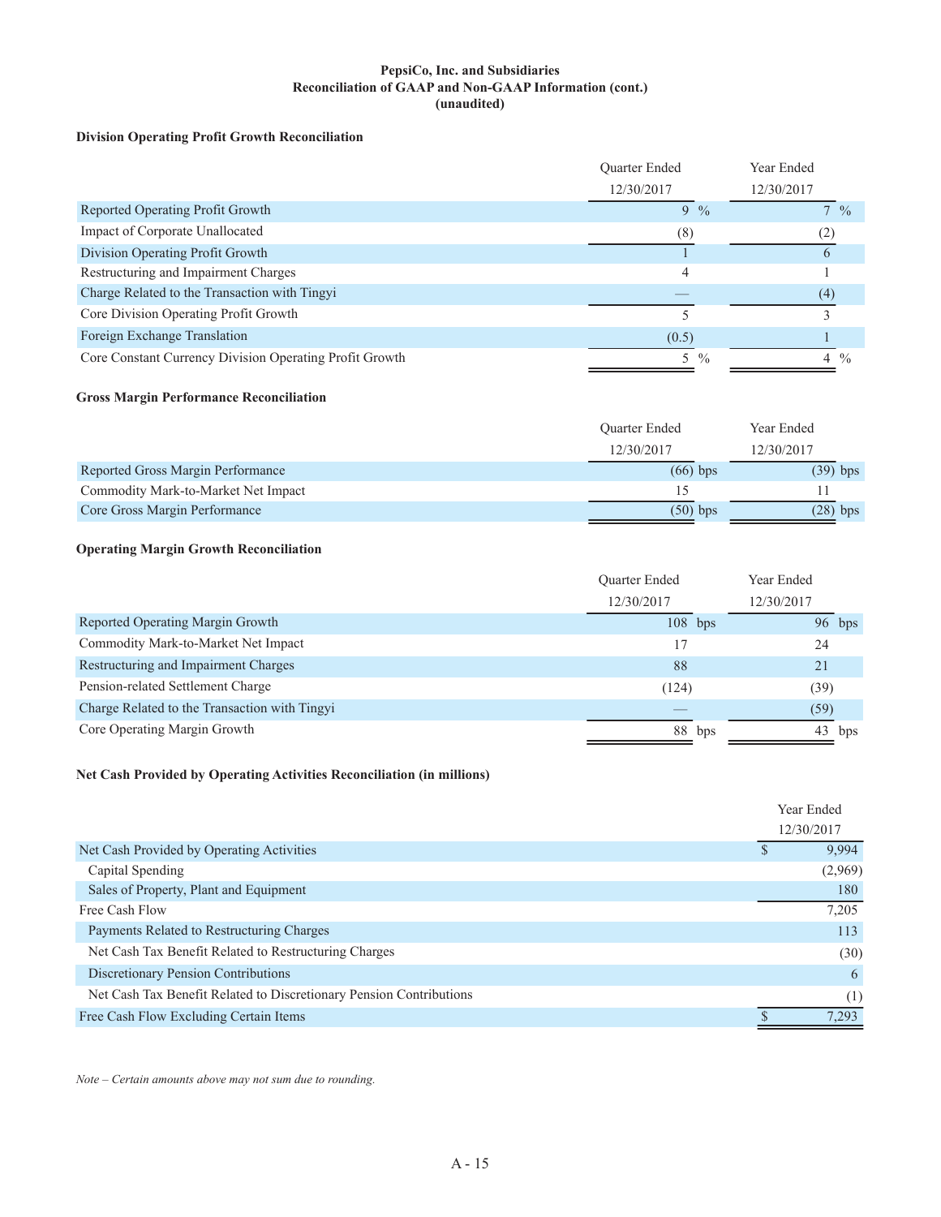**PepsiCo, Inc. and Subsidiaries**
**Reconciliation of GAAP and Non-GAAP Information (cont.)**
**(unaudited)**

**Division Operating Profit Growth Reconciliation**

| | Quarter Ended 12/30/2017 | Year Ended 12/30/2017 |
|---|---|---|
| Reported Operating Profit Growth | 9 % | 7 % |
| Impact of Corporate Unallocated | (8) | (2) |
| Division Operating Profit Growth | 1 | 6 |
| Restructuring and Impairment Charges | 4 | 1 |
| Charge Related to the Transaction with Tingyi | — | (4) |
| Core Division Operating Profit Growth | 5 | 3 |
| Foreign Exchange Translation | (0.5) | 1 |
| Core Constant Currency Division Operating Profit Growth | 5 % | 4 % |

**Gross Margin Performance Reconciliation**

| | Quarter Ended 12/30/2017 | Year Ended 12/30/2017 |
|---|---|---|
| Reported Gross Margin Performance | (66) bps | (39) bps |
| Commodity Mark-to-Market Net Impact | 15 | 11 |
| Core Gross Margin Performance | (50) bps | (28) bps |

**Operating Margin Growth Reconciliation**

| | Quarter Ended 12/30/2017 | Year Ended 12/30/2017 |
|---|---|---|
| Reported Operating Margin Growth | 108 bps | 96 bps |
| Commodity Mark-to-Market Net Impact | 17 | 24 |
| Restructuring and Impairment Charges | 88 | 21 |
| Pension-related Settlement Charge | (124) | (39) |
| Charge Related to the Transaction with Tingyi | — | (59) |
| Core Operating Margin Growth | 88 bps | 43 bps |

**Net Cash Provided by Operating Activities Reconciliation (in millions)**

| | Year Ended 12/30/2017 |
|---|---|
| Net Cash Provided by Operating Activities | $ 9,994 |
| Capital Spending | (2,969) |
| Sales of Property, Plant and Equipment | 180 |
| Free Cash Flow | 7,205 |
| Payments Related to Restructuring Charges | 113 |
| Net Cash Tax Benefit Related to Restructuring Charges | (30) |
| Discretionary Pension Contributions | 6 |
| Net Cash Tax Benefit Related to Discretionary Pension Contributions | (1) |
| Free Cash Flow Excluding Certain Items | $ 7,293 |

*Note – Certain amounts above may not sum due to rounding.*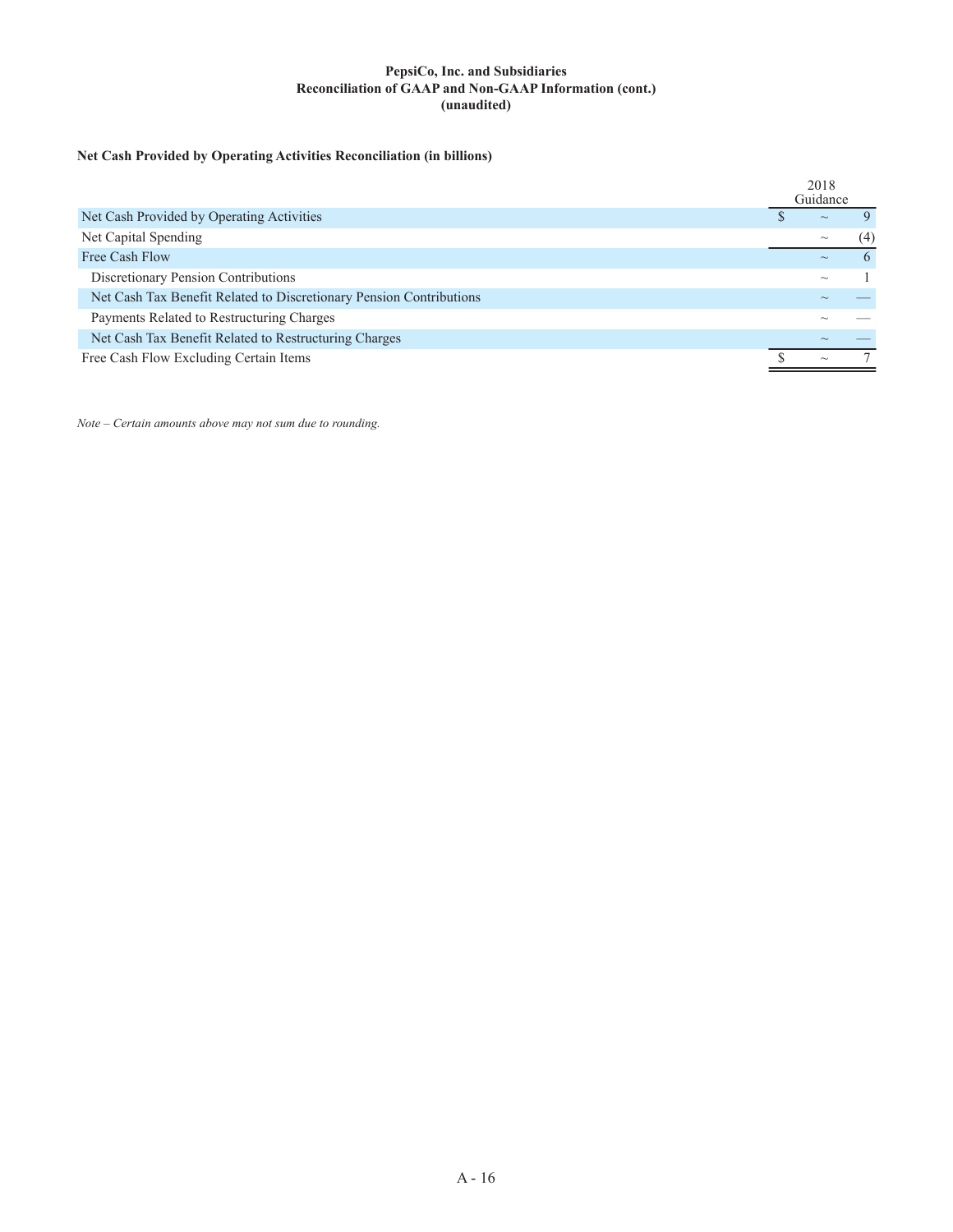**PepsiCo, Inc. and Subsidiaries**
**Reconciliation of GAAP and Non-GAAP Information (cont.)**
**(unaudited)**

**Net Cash Provided by Operating Activities Reconciliation (in billions)**

| | 2018 Guidance |
|---|---|
| Net Cash Provided by Operating Activities | $ ~ 9 |
| Net Capital Spending | ~ (4) |
| Free Cash Flow | ~ 6 |
| Discretionary Pension Contributions | ~ 1 |
| Net Cash Tax Benefit Related to Discretionary Pension Contributions | ~ — |
| Payments Related to Restructuring Charges | ~ — |
| Net Cash Tax Benefit Related to Restructuring Charges | ~ — |
| Free Cash Flow Excluding Certain Items | $ ~ 7 |

*Note – Certain amounts above may not sum due to rounding.*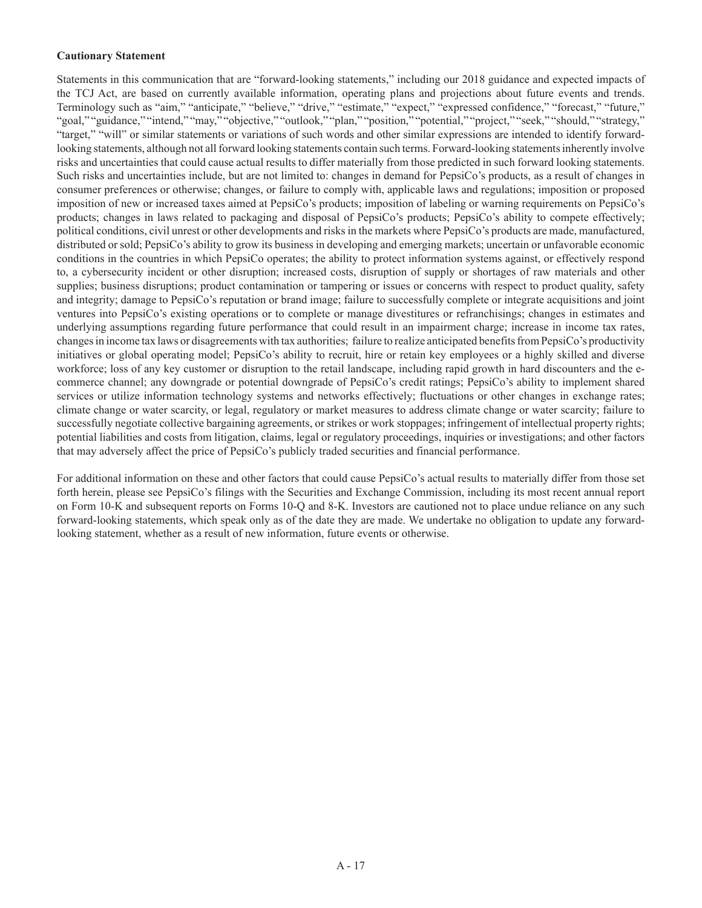**Cautionary Statement**

Statements in this communication that are "forward-looking statements," including our 2018 guidance and expected impacts of the TCJ Act, are based on currently available information, operating plans and projections about future events and trends. Terminology such as "aim," "anticipate," "believe," "drive," "estimate," "expect," "expressed confidence," "forecast," "future," "goal," "guidance," "intend," "may," "objective," "outlook," "plan," "position," "potential," "project," "seek," "should," "strategy," "target," "will" or similar statements or variations of such words and other similar expressions are intended to identify forward-looking statements, although not all forward looking statements contain such terms. Forward-looking statements inherently involve risks and uncertainties that could cause actual results to differ materially from those predicted in such forward looking statements. Such risks and uncertainties include, but are not limited to: changes in demand for PepsiCo's products, as a result of changes in consumer preferences or otherwise; changes, or failure to comply with, applicable laws and regulations; imposition or proposed imposition of new or increased taxes aimed at PepsiCo's products; imposition of labeling or warning requirements on PepsiCo's products; changes in laws related to packaging and disposal of PepsiCo's products; PepsiCo's ability to compete effectively; political conditions, civil unrest or other developments and risks in the markets where PepsiCo's products are made, manufactured, distributed or sold; PepsiCo's ability to grow its business in developing and emerging markets; uncertain or unfavorable economic conditions in the countries in which PepsiCo operates; the ability to protect information systems against, or effectively respond to, a cybersecurity incident or other disruption; increased costs, disruption of supply or shortages of raw materials and other supplies; business disruptions; product contamination or tampering or issues or concerns with respect to product quality, safety and integrity; damage to PepsiCo's reputation or brand image; failure to successfully complete or integrate acquisitions and joint ventures into PepsiCo's existing operations or to complete or manage divestitures or refranchisings; changes in estimates and underlying assumptions regarding future performance that could result in an impairment charge; increase in income tax rates, changes in income tax laws or disagreements with tax authorities; failure to realize anticipated benefits from PepsiCo's productivity initiatives or global operating model; PepsiCo's ability to recruit, hire or retain key employees or a highly skilled and diverse workforce; loss of any key customer or disruption to the retail landscape, including rapid growth in hard discounters and the e-commerce channel; any downgrade or potential downgrade of PepsiCo's credit ratings; PepsiCo's ability to implement shared services or utilize information technology systems and networks effectively; fluctuations or other changes in exchange rates; climate change or water scarcity, or legal, regulatory or market measures to address climate change or water scarcity; failure to successfully negotiate collective bargaining agreements, or strikes or work stoppages; infringement of intellectual property rights; potential liabilities and costs from litigation, claims, legal or regulatory proceedings, inquiries or investigations; and other factors that may adversely affect the price of PepsiCo's publicly traded securities and financial performance.

For additional information on these and other factors that could cause PepsiCo's actual results to materially differ from those set forth herein, please see PepsiCo's filings with the Securities and Exchange Commission, including its most recent annual report on Form 10-K and subsequent reports on Forms 10-Q and 8-K. Investors are cautioned not to place undue reliance on any such forward-looking statements, which speak only as of the date they are made. We undertake no obligation to update any forward-looking statement, whether as a result of new information, future events or otherwise.